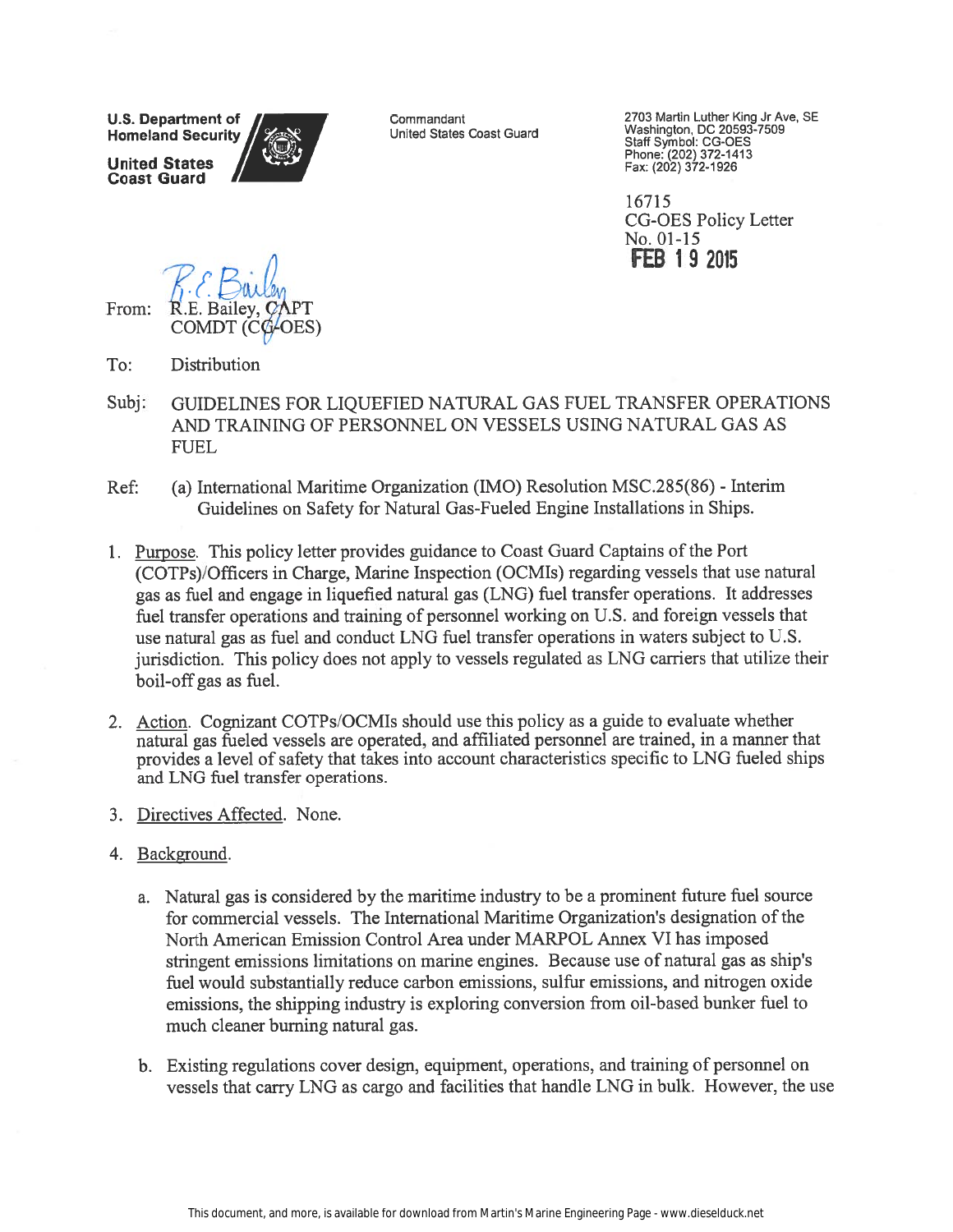**U.S. Department of Homeland Security**

**United States Coast Guard**

Commandant
United States Coast Guard

2703 Martin Luther King Jr Ave, SE
Washington, DC 20593-7509
Staff Symbol: CG-OES
Phone: (202) 372-1413
Fax: (202) 372-1926

16715
CG-OES Policy Letter
No. 01-15
**FEB 19 2015**

From: R.E. Bailey, CAPT
COMDT (CG-OES)

To: Distribution

Subj: GUIDELINES FOR LIQUEFIED NATURAL GAS FUEL TRANSFER OPERATIONS AND TRAINING OF PERSONNEL ON VESSELS USING NATURAL GAS AS FUEL

Ref: (a) International Maritime Organization (IMO) Resolution MSC.285(86) - Interim Guidelines on Safety for Natural Gas-Fueled Engine Installations in Ships.

1. Purpose. This policy letter provides guidance to Coast Guard Captains of the Port (COTPs)/Officers in Charge, Marine Inspection (OCMIs) regarding vessels that use natural gas as fuel and engage in liquefied natural gas (LNG) fuel transfer operations. It addresses fuel transfer operations and training of personnel working on U.S. and foreign vessels that use natural gas as fuel and conduct LNG fuel transfer operations in waters subject to U.S. jurisdiction. This policy does not apply to vessels regulated as LNG carriers that utilize their boil-off gas as fuel.

2. Action. Cognizant COTPs/OCMIs should use this policy as a guide to evaluate whether natural gas fueled vessels are operated, and affiliated personnel are trained, in a manner that provides a level of safety that takes into account characteristics specific to LNG fueled ships and LNG fuel transfer operations.

3. Directives Affected. None.

4. Background.

   a. Natural gas is considered by the maritime industry to be a prominent future fuel source for commercial vessels. The International Maritime Organization's designation of the North American Emission Control Area under MARPOL Annex VI has imposed stringent emissions limitations on marine engines. Because use of natural gas as ship's fuel would substantially reduce carbon emissions, sulfur emissions, and nitrogen oxide emissions, the shipping industry is exploring conversion from oil-based bunker fuel to much cleaner burning natural gas.

   b. Existing regulations cover design, equipment, operations, and training of personnel on vessels that carry LNG as cargo and facilities that handle LNG in bulk. However, the use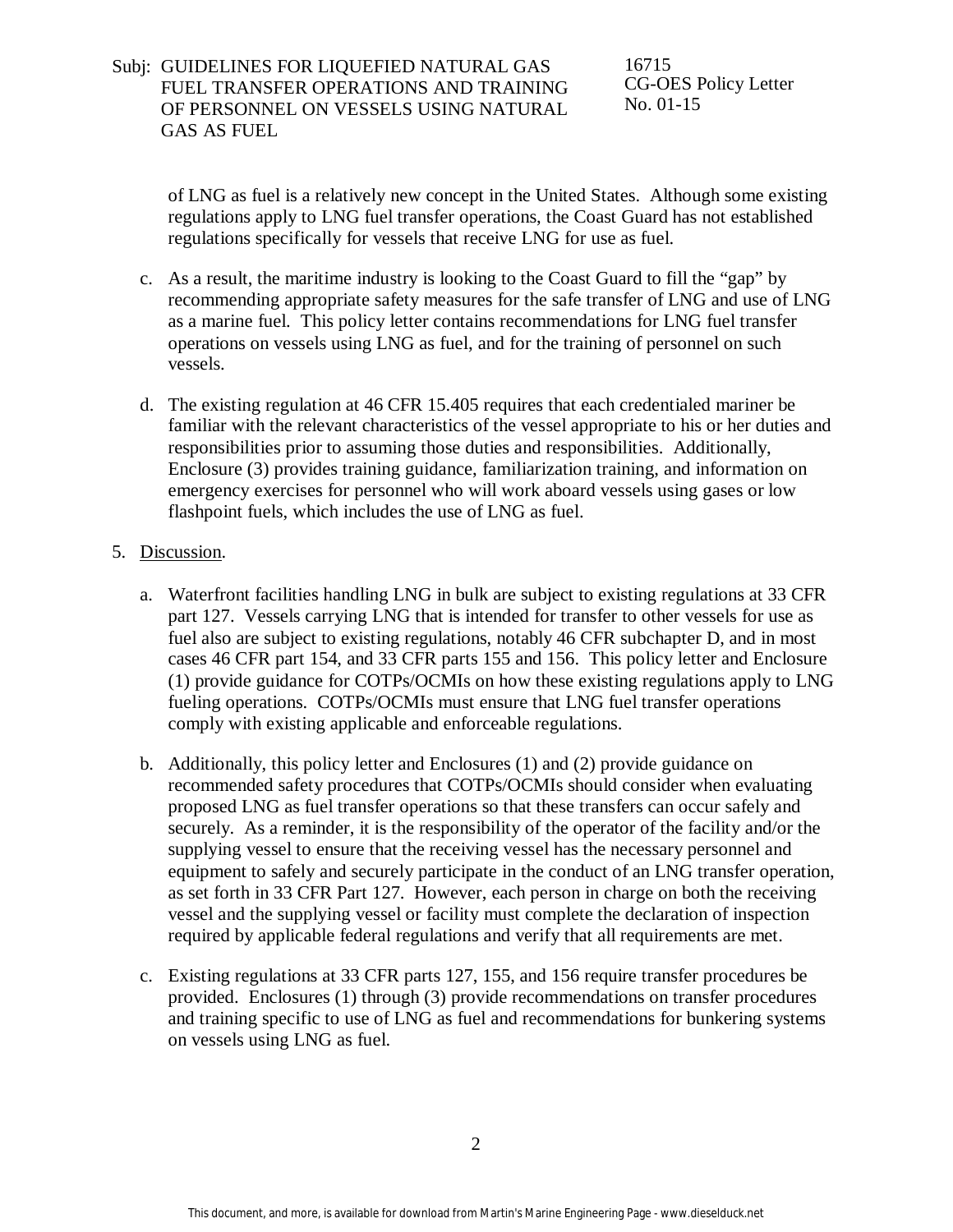of LNG as fuel is a relatively new concept in the United States. Although some existing regulations apply to LNG fuel transfer operations, the Coast Guard has not established regulations specifically for vessels that receive LNG for use as fuel.

c. As a result, the maritime industry is looking to the Coast Guard to fill the "gap" by recommending appropriate safety measures for the safe transfer of LNG and use of LNG as a marine fuel. This policy letter contains recommendations for LNG fuel transfer operations on vessels using LNG as fuel, and for the training of personnel on such vessels.

d. The existing regulation at 46 CFR 15.405 requires that each credentialed mariner be familiar with the relevant characteristics of the vessel appropriate to his or her duties and responsibilities prior to assuming those duties and responsibilities. Additionally, Enclosure (3) provides training guidance, familiarization training, and information on emergency exercises for personnel who will work aboard vessels using gases or low flashpoint fuels, which includes the use of LNG as fuel.

5. Discussion.

a. Waterfront facilities handling LNG in bulk are subject to existing regulations at 33 CFR part 127. Vessels carrying LNG that is intended for transfer to other vessels for use as fuel also are subject to existing regulations, notably 46 CFR subchapter D, and in most cases 46 CFR part 154, and 33 CFR parts 155 and 156. This policy letter and Enclosure (1) provide guidance for COTPs/OCMIs on how these existing regulations apply to LNG fueling operations. COTPs/OCMIs must ensure that LNG fuel transfer operations comply with existing applicable and enforceable regulations.

b. Additionally, this policy letter and Enclosures (1) and (2) provide guidance on recommended safety procedures that COTPs/OCMIs should consider when evaluating proposed LNG as fuel transfer operations so that these transfers can occur safely and securely. As a reminder, it is the responsibility of the operator of the facility and/or the supplying vessel to ensure that the receiving vessel has the necessary personnel and equipment to safely and securely participate in the conduct of an LNG transfer operation, as set forth in 33 CFR Part 127. However, each person in charge on both the receiving vessel and the supplying vessel or facility must complete the declaration of inspection required by applicable federal regulations and verify that all requirements are met.

c. Existing regulations at 33 CFR parts 127, 155, and 156 require transfer procedures be provided. Enclosures (1) through (3) provide recommendations on transfer procedures and training specific to use of LNG as fuel and recommendations for bunkering systems on vessels using LNG as fuel.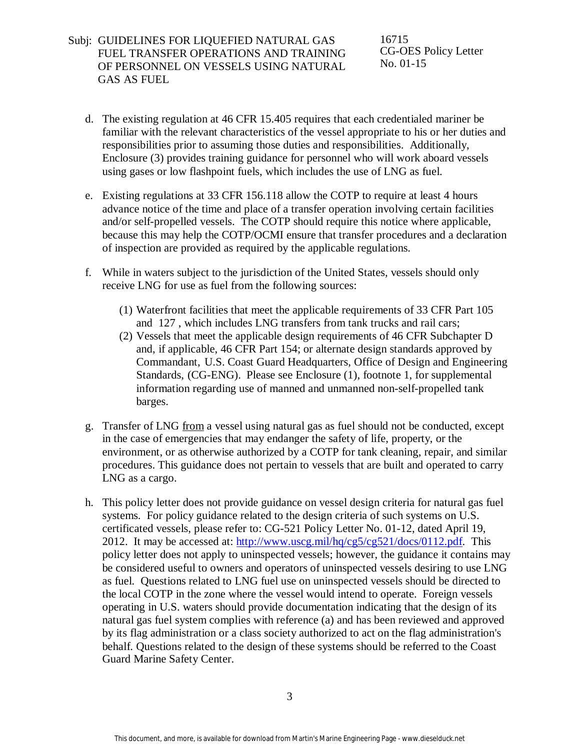d. The existing regulation at 46 CFR 15.405 requires that each credentialed mariner be familiar with the relevant characteristics of the vessel appropriate to his or her duties and responsibilities prior to assuming those duties and responsibilities. Additionally, Enclosure (3) provides training guidance for personnel who will work aboard vessels using gases or low flashpoint fuels, which includes the use of LNG as fuel.

e. Existing regulations at 33 CFR 156.118 allow the COTP to require at least 4 hours advance notice of the time and place of a transfer operation involving certain facilities and/or self-propelled vessels. The COTP should require this notice where applicable, because this may help the COTP/OCMI ensure that transfer procedures and a declaration of inspection are provided as required by the applicable regulations.

f. While in waters subject to the jurisdiction of the United States, vessels should only receive LNG for use as fuel from the following sources:

   (1) Waterfront facilities that meet the applicable requirements of 33 CFR Part 105 and 127 , which includes LNG transfers from tank trucks and rail cars;
   
   (2) Vessels that meet the applicable design requirements of 46 CFR Subchapter D and, if applicable, 46 CFR Part 154; or alternate design standards approved by Commandant, U.S. Coast Guard Headquarters, Office of Design and Engineering Standards, (CG-ENG). Please see Enclosure (1), footnote 1, for supplemental information regarding use of manned and unmanned non-self-propelled tank barges.

g. Transfer of LNG <u>from</u> a vessel using natural gas as fuel should not be conducted, except in the case of emergencies that may endanger the safety of life, property, or the environment, or as otherwise authorized by a COTP for tank cleaning, repair, and similar procedures. This guidance does not pertain to vessels that are built and operated to carry LNG as a cargo.

h. This policy letter does not provide guidance on vessel design criteria for natural gas fuel systems. For policy guidance related to the design criteria of such systems on U.S. certificated vessels, please refer to: CG-521 Policy Letter No. 01-12, dated April 19, 2012. It may be accessed at: http://www.uscg.mil/hq/cg5/cg521/docs/0112.pdf. This policy letter does not apply to uninspected vessels; however, the guidance it contains may be considered useful to owners and operators of uninspected vessels desiring to use LNG as fuel. Questions related to LNG fuel use on uninspected vessels should be directed to the local COTP in the zone where the vessel would intend to operate. Foreign vessels operating in U.S. waters should provide documentation indicating that the design of its natural gas fuel system complies with reference (a) and has been reviewed and approved by its flag administration or a class society authorized to act on the flag administration's behalf. Questions related to the design of these systems should be referred to the Coast Guard Marine Safety Center.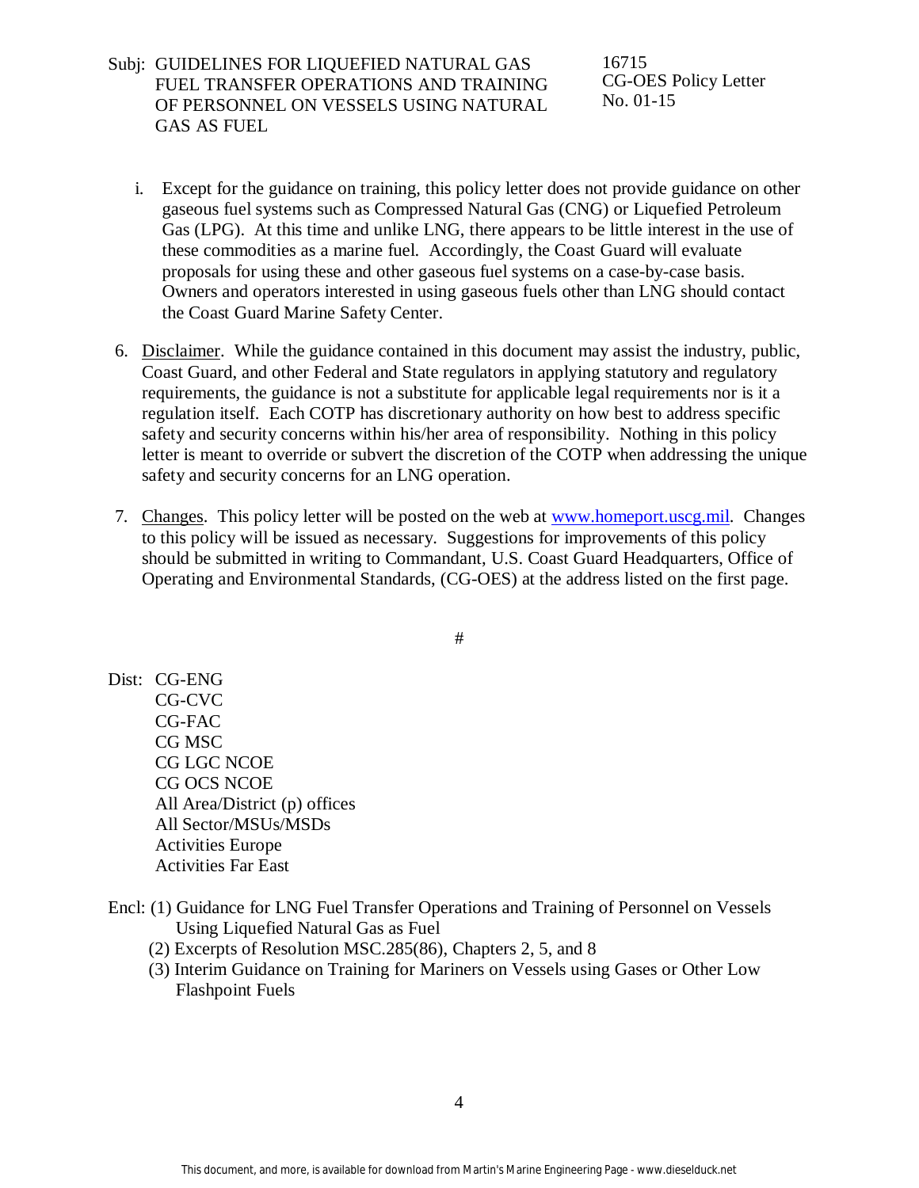i. Except for the guidance on training, this policy letter does not provide guidance on other gaseous fuel systems such as Compressed Natural Gas (CNG) or Liquefied Petroleum Gas (LPG). At this time and unlike LNG, there appears to be little interest in the use of these commodities as a marine fuel. Accordingly, the Coast Guard will evaluate proposals for using these and other gaseous fuel systems on a case-by-case basis. Owners and operators interested in using gaseous fuels other than LNG should contact the Coast Guard Marine Safety Center.

6. Disclaimer. While the guidance contained in this document may assist the industry, public, Coast Guard, and other Federal and State regulators in applying statutory and regulatory requirements, the guidance is not a substitute for applicable legal requirements nor is it a regulation itself. Each COTP has discretionary authority on how best to address specific safety and security concerns within his/her area of responsibility. Nothing in this policy letter is meant to override or subvert the discretion of the COTP when addressing the unique safety and security concerns for an LNG operation.

7. Changes. This policy letter will be posted on the web at www.homeport.uscg.mil. Changes to this policy will be issued as necessary. Suggestions for improvements of this policy should be submitted in writing to Commandant, U.S. Coast Guard Headquarters, Office of Operating and Environmental Standards, (CG-OES) at the address listed on the first page.

#

Dist: CG-ENG
CG-CVC
CG-FAC
CG MSC
CG LGC NCOE
CG OCS NCOE
All Area/District (p) offices
All Sector/MSUs/MSDs
Activities Europe
Activities Far East

Encl: (1) Guidance for LNG Fuel Transfer Operations and Training of Personnel on Vessels Using Liquefied Natural Gas as Fuel
(2) Excerpts of Resolution MSC.285(86), Chapters 2, 5, and 8
(3) Interim Guidance on Training for Mariners on Vessels using Gases or Other Low Flashpoint Fuels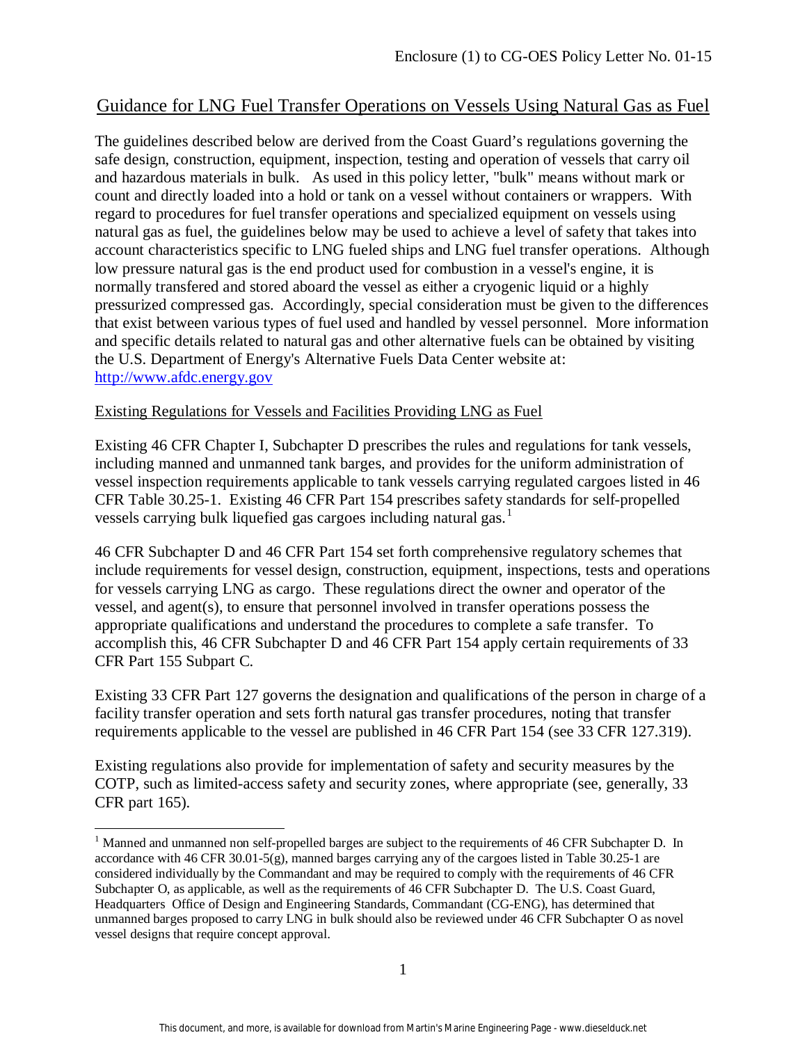## Guidance for LNG Fuel Transfer Operations on Vessels Using Natural Gas as Fuel

The guidelines described below are derived from the Coast Guard's regulations governing the safe design, construction, equipment, inspection, testing and operation of vessels that carry oil and hazardous materials in bulk. As used in this policy letter, "bulk" means without mark or count and directly loaded into a hold or tank on a vessel without containers or wrappers. With regard to procedures for fuel transfer operations and specialized equipment on vessels using natural gas as fuel, the guidelines below may be used to achieve a level of safety that takes into account characteristics specific to LNG fueled ships and LNG fuel transfer operations. Although low pressure natural gas is the end product used for combustion in a vessel's engine, it is normally transfered and stored aboard the vessel as either a cryogenic liquid or a highly pressurized compressed gas. Accordingly, special consideration must be given to the differences that exist between various types of fuel used and handled by vessel personnel. More information and specific details related to natural gas and other alternative fuels can be obtained by visiting the U.S. Department of Energy's Alternative Fuels Data Center website at: http://www.afdc.energy.gov

### Existing Regulations for Vessels and Facilities Providing LNG as Fuel

Existing 46 CFR Chapter I, Subchapter D prescribes the rules and regulations for tank vessels, including manned and unmanned tank barges, and provides for the uniform administration of vessel inspection requirements applicable to tank vessels carrying regulated cargoes listed in 46 CFR Table 30.25-1. Existing 46 CFR Part 154 prescribes safety standards for self-propelled vessels carrying bulk liquefied gas cargoes including natural gas.[1]

46 CFR Subchapter D and 46 CFR Part 154 set forth comprehensive regulatory schemes that include requirements for vessel design, construction, equipment, inspections, tests and operations for vessels carrying LNG as cargo. These regulations direct the owner and operator of the vessel, and agent(s), to ensure that personnel involved in transfer operations possess the appropriate qualifications and understand the procedures to complete a safe transfer. To accomplish this, 46 CFR Subchapter D and 46 CFR Part 154 apply certain requirements of 33 CFR Part 155 Subpart C.

Existing 33 CFR Part 127 governs the designation and qualifications of the person in charge of a facility transfer operation and sets forth natural gas transfer procedures, noting that transfer requirements applicable to the vessel are published in 46 CFR Part 154 (see 33 CFR 127.319).

Existing regulations also provide for implementation of safety and security measures by the COTP, such as limited-access safety and security zones, where appropriate (see, generally, 33 CFR part 165).

[1] Manned and unmanned non self-propelled barges are subject to the requirements of 46 CFR Subchapter D. In accordance with 46 CFR 30.01-5(g), manned barges carrying any of the cargoes listed in Table 30.25-1 are considered individually by the Commandant and may be required to comply with the requirements of 46 CFR Subchapter O, as applicable, as well as the requirements of 46 CFR Subchapter D. The U.S. Coast Guard, Headquarters Office of Design and Engineering Standards, Commandant (CG-ENG), has determined that unmanned barges proposed to carry LNG in bulk should also be reviewed under 46 CFR Subchapter O as novel vessel designs that require concept approval.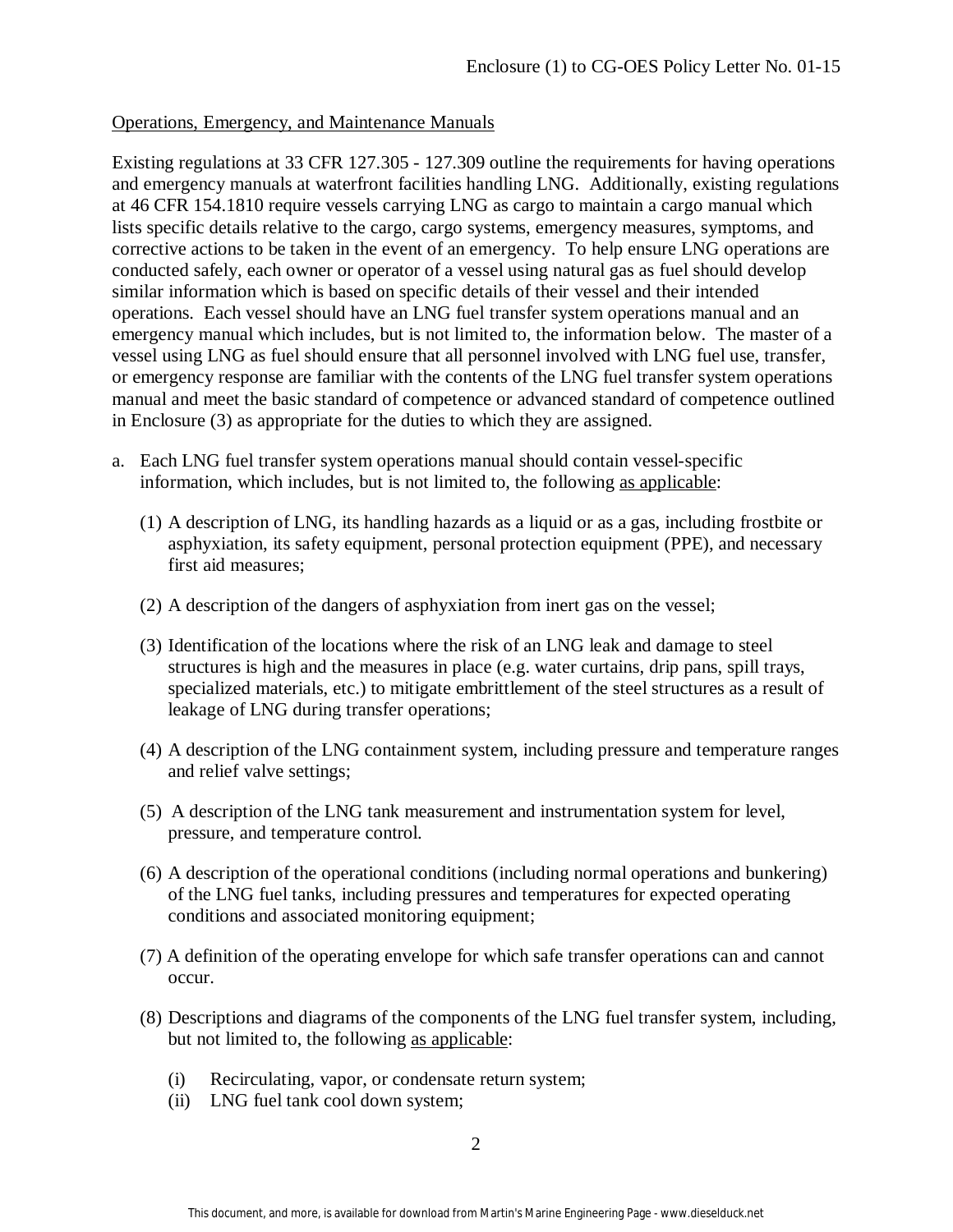Operations, Emergency, and Maintenance Manuals

Existing regulations at 33 CFR 127.305 - 127.309 outline the requirements for having operations and emergency manuals at waterfront facilities handling LNG. Additionally, existing regulations at 46 CFR 154.1810 require vessels carrying LNG as cargo to maintain a cargo manual which lists specific details relative to the cargo, cargo systems, emergency measures, symptoms, and corrective actions to be taken in the event of an emergency. To help ensure LNG operations are conducted safely, each owner or operator of a vessel using natural gas as fuel should develop similar information which is based on specific details of their vessel and their intended operations. Each vessel should have an LNG fuel transfer system operations manual and an emergency manual which includes, but is not limited to, the information below. The master of a vessel using LNG as fuel should ensure that all personnel involved with LNG fuel use, transfer, or emergency response are familiar with the contents of the LNG fuel transfer system operations manual and meet the basic standard of competence or advanced standard of competence outlined in Enclosure (3) as appropriate for the duties to which they are assigned.

a. Each LNG fuel transfer system operations manual should contain vessel-specific information, which includes, but is not limited to, the following as applicable:

   (1) A description of LNG, its handling hazards as a liquid or as a gas, including frostbite or asphyxiation, its safety equipment, personal protection equipment (PPE), and necessary first aid measures;

   (2) A description of the dangers of asphyxiation from inert gas on the vessel;

   (3) Identification of the locations where the risk of an LNG leak and damage to steel structures is high and the measures in place (e.g. water curtains, drip pans, spill trays, specialized materials, etc.) to mitigate embrittlement of the steel structures as a result of leakage of LNG during transfer operations;

   (4) A description of the LNG containment system, including pressure and temperature ranges and relief valve settings;

   (5) A description of the LNG tank measurement and instrumentation system for level, pressure, and temperature control.

   (6) A description of the operational conditions (including normal operations and bunkering) of the LNG fuel tanks, including pressures and temperatures for expected operating conditions and associated monitoring equipment;

   (7) A definition of the operating envelope for which safe transfer operations can and cannot occur.

   (8) Descriptions and diagrams of the components of the LNG fuel transfer system, including, but not limited to, the following as applicable:

      (i) Recirculating, vapor, or condensate return system;
      (ii) LNG fuel tank cool down system;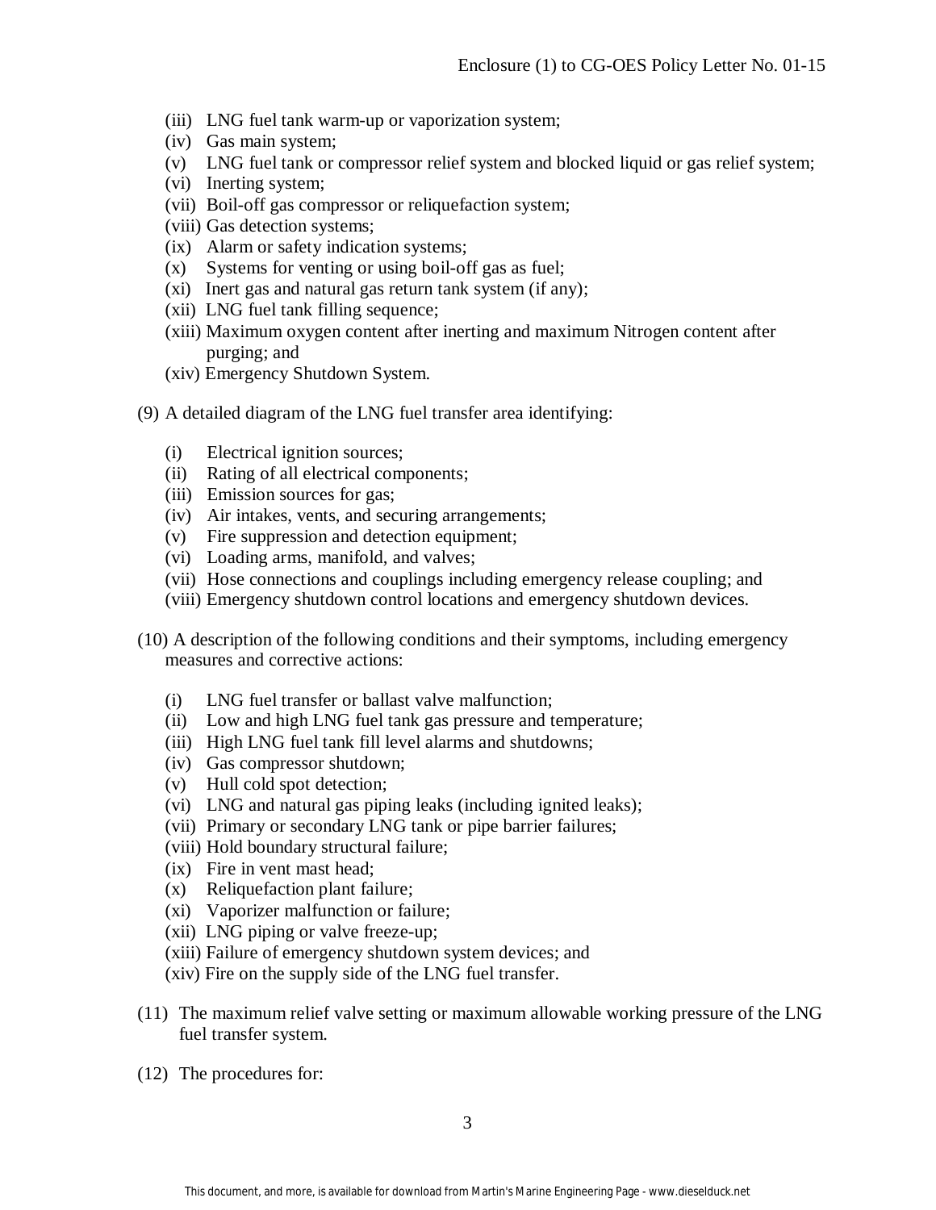(iii) LNG fuel tank warm-up or vaporization system;
(iv) Gas main system;
(v) LNG fuel tank or compressor relief system and blocked liquid or gas relief system;
(vi) Inerting system;
(vii) Boil-off gas compressor or reliquefaction system;
(viii) Gas detection systems;
(ix) Alarm or safety indication systems;
(x) Systems for venting or using boil-off gas as fuel;
(xi) Inert gas and natural gas return tank system (if any);
(xii) LNG fuel tank filling sequence;
(xiii) Maximum oxygen content after inerting and maximum Nitrogen content after purging; and
(xiv) Emergency Shutdown System.

(9) A detailed diagram of the LNG fuel transfer area identifying:

(i) Electrical ignition sources;
(ii) Rating of all electrical components;
(iii) Emission sources for gas;
(iv) Air intakes, vents, and securing arrangements;
(v) Fire suppression and detection equipment;
(vi) Loading arms, manifold, and valves;
(vii) Hose connections and couplings including emergency release coupling; and
(viii) Emergency shutdown control locations and emergency shutdown devices.

(10) A description of the following conditions and their symptoms, including emergency measures and corrective actions:

(i) LNG fuel transfer or ballast valve malfunction;
(ii) Low and high LNG fuel tank gas pressure and temperature;
(iii) High LNG fuel tank fill level alarms and shutdowns;
(iv) Gas compressor shutdown;
(v) Hull cold spot detection;
(vi) LNG and natural gas piping leaks (including ignited leaks);
(vii) Primary or secondary LNG tank or pipe barrier failures;
(viii) Hold boundary structural failure;
(ix) Fire in vent mast head;
(x) Reliquefaction plant failure;
(xi) Vaporizer malfunction or failure;
(xii) LNG piping or valve freeze-up;
(xiii) Failure of emergency shutdown system devices; and
(xiv) Fire on the supply side of the LNG fuel transfer.

(11) The maximum relief valve setting or maximum allowable working pressure of the LNG fuel transfer system.

(12) The procedures for: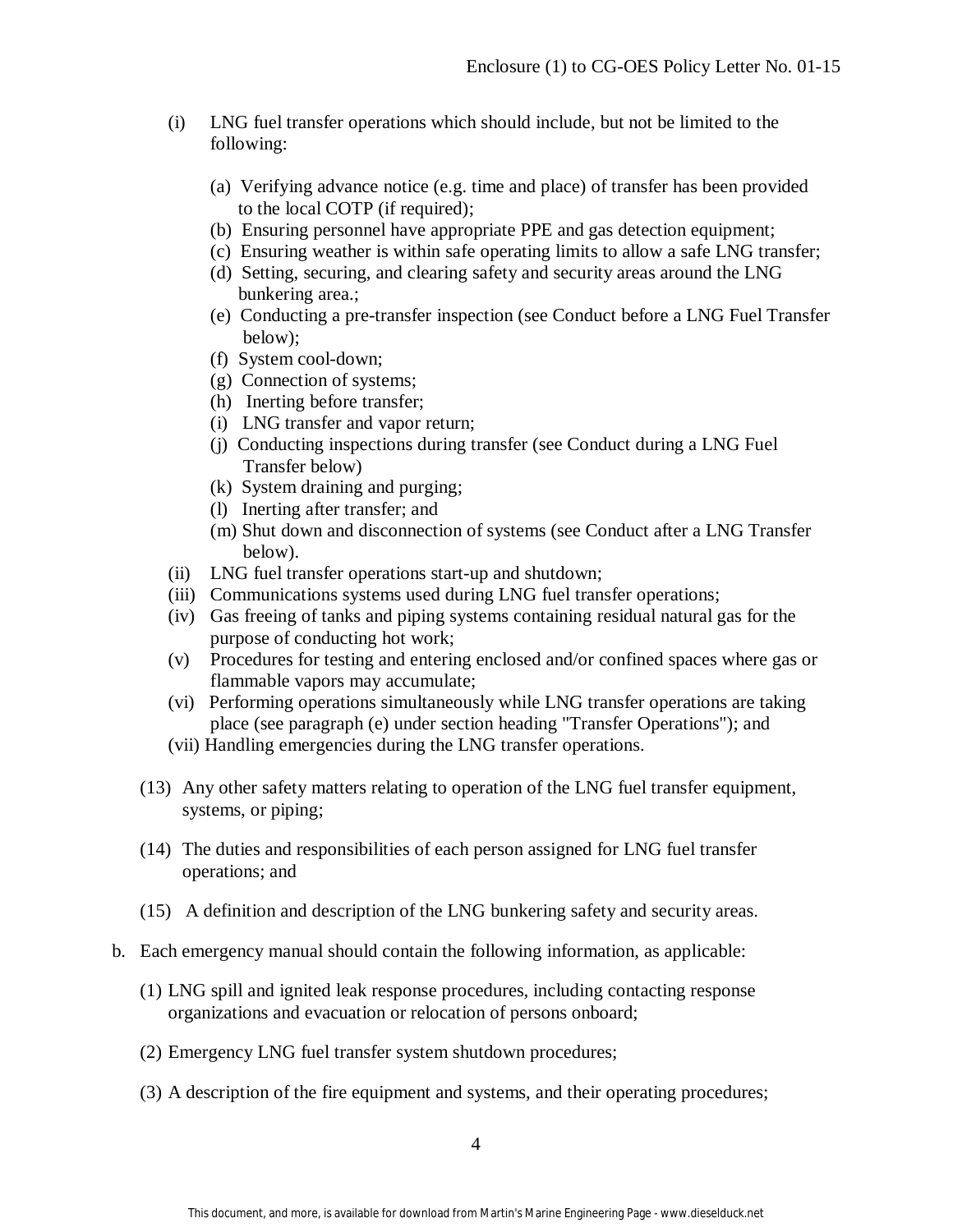- (i) LNG fuel transfer operations which should include, but not be limited to the following:

    - (a) Verifying advance notice (e.g. time and place) of transfer has been provided to the local COTP (if required);
    - (b) Ensuring personnel have appropriate PPE and gas detection equipment;
    - (c) Ensuring weather is within safe operating limits to allow a safe LNG transfer;
    - (d) Setting, securing, and clearing safety and security areas around the LNG bunkering area.;
    - (e) Conducting a pre-transfer inspection (see Conduct before a LNG Fuel Transfer below);
    - (f) System cool-down;
    - (g) Connection of systems;
    - (h) Inerting before transfer;
    - (i) LNG transfer and vapor return;
    - (j) Conducting inspections during transfer (see Conduct during a LNG Fuel Transfer below)
    - (k) System draining and purging;
    - (l) Inerting after transfer; and
    - (m) Shut down and disconnection of systems (see Conduct after a LNG Transfer below).
- (ii) LNG fuel transfer operations start-up and shutdown;
- (iii) Communications systems used during LNG fuel transfer operations;
- (iv) Gas freeing of tanks and piping systems containing residual natural gas for the purpose of conducting hot work;
- (v) Procedures for testing and entering enclosed and/or confined spaces where gas or flammable vapors may accumulate;
- (vi) Performing operations simultaneously while LNG transfer operations are taking place (see paragraph (e) under section heading "Transfer Operations"); and
- (vii) Handling emergencies during the LNG transfer operations.

(13) Any other safety matters relating to operation of the LNG fuel transfer equipment, systems, or piping;

(14) The duties and responsibilities of each person assigned for LNG fuel transfer operations; and

(15) A definition and description of the LNG bunkering safety and security areas.

b. Each emergency manual should contain the following information, as applicable:

(1) LNG spill and ignited leak response procedures, including contacting response organizations and evacuation or relocation of persons onboard;

(2) Emergency LNG fuel transfer system shutdown procedures;

(3) A description of the fire equipment and systems, and their operating procedures;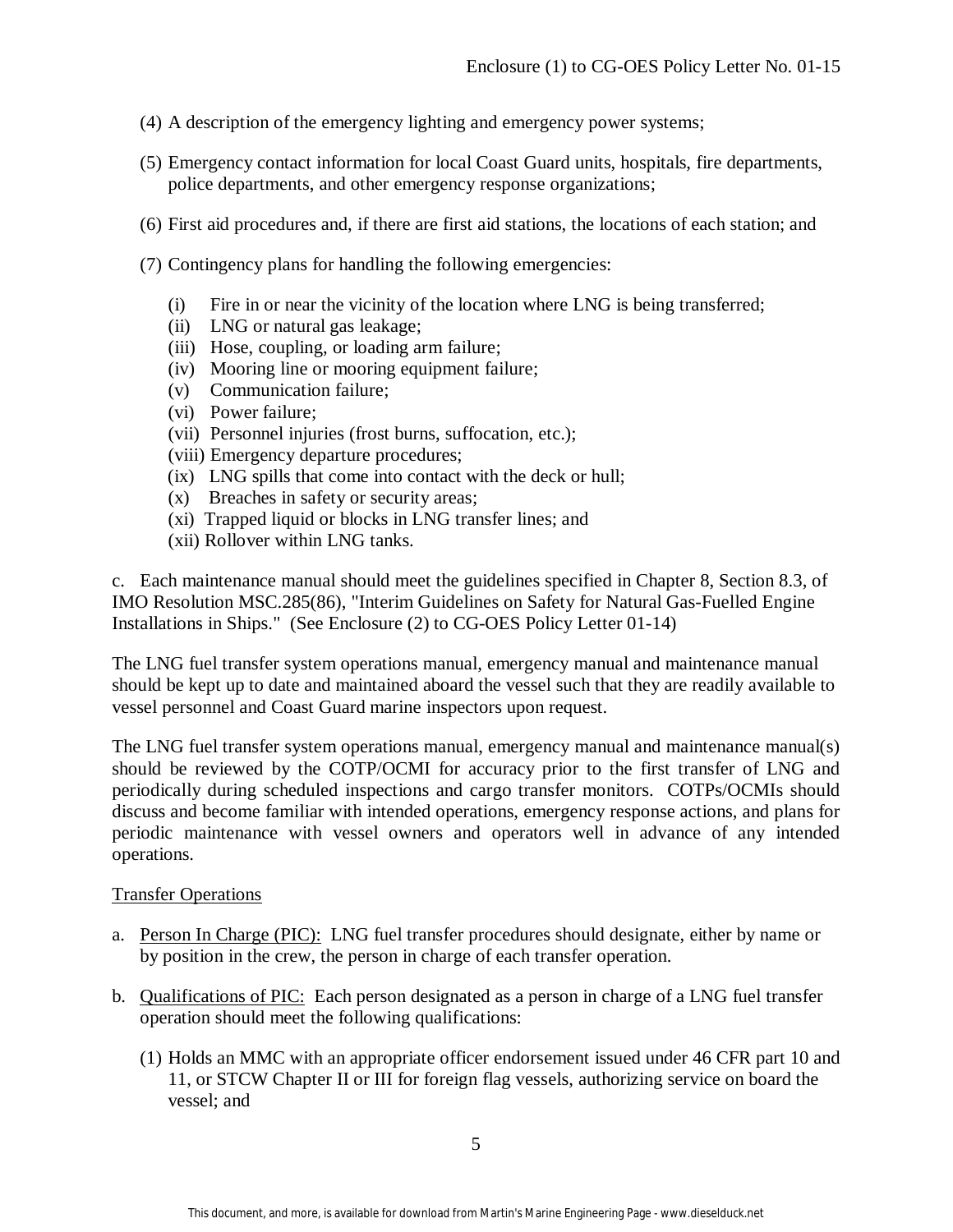(4) A description of the emergency lighting and emergency power systems;

(5) Emergency contact information for local Coast Guard units, hospitals, fire departments, police departments, and other emergency response organizations;

(6) First aid procedures and, if there are first aid stations, the locations of each station; and

(7) Contingency plans for handling the following emergencies:

   (i) Fire in or near the vicinity of the location where LNG is being transferred;
   (ii) LNG or natural gas leakage;
   (iii) Hose, coupling, or loading arm failure;
   (iv) Mooring line or mooring equipment failure;
   (v) Communication failure;
   (vi) Power failure;
   (vii) Personnel injuries (frost burns, suffocation, etc.);
   (viii) Emergency departure procedures;
   (ix) LNG spills that come into contact with the deck or hull;
   (x) Breaches in safety or security areas;
   (xi) Trapped liquid or blocks in LNG transfer lines; and
   (xii) Rollover within LNG tanks.

c. Each maintenance manual should meet the guidelines specified in Chapter 8, Section 8.3, of IMO Resolution MSC.285(86), "Interim Guidelines on Safety for Natural Gas-Fuelled Engine Installations in Ships." (See Enclosure (2) to CG-OES Policy Letter 01-14)

The LNG fuel transfer system operations manual, emergency manual and maintenance manual should be kept up to date and maintained aboard the vessel such that they are readily available to vessel personnel and Coast Guard marine inspectors upon request.

The LNG fuel transfer system operations manual, emergency manual and maintenance manual(s) should be reviewed by the COTP/OCMI for accuracy prior to the first transfer of LNG and periodically during scheduled inspections and cargo transfer monitors. COTPs/OCMIs should discuss and become familiar with intended operations, emergency response actions, and plans for periodic maintenance with vessel owners and operators well in advance of any intended operations.

Transfer Operations

a. Person In Charge (PIC): LNG fuel transfer procedures should designate, either by name or by position in the crew, the person in charge of each transfer operation.

b. Qualifications of PIC: Each person designated as a person in charge of a LNG fuel transfer operation should meet the following qualifications:

   (1) Holds an MMC with an appropriate officer endorsement issued under 46 CFR part 10 and 11, or STCW Chapter II or III for foreign flag vessels, authorizing service on board the vessel; and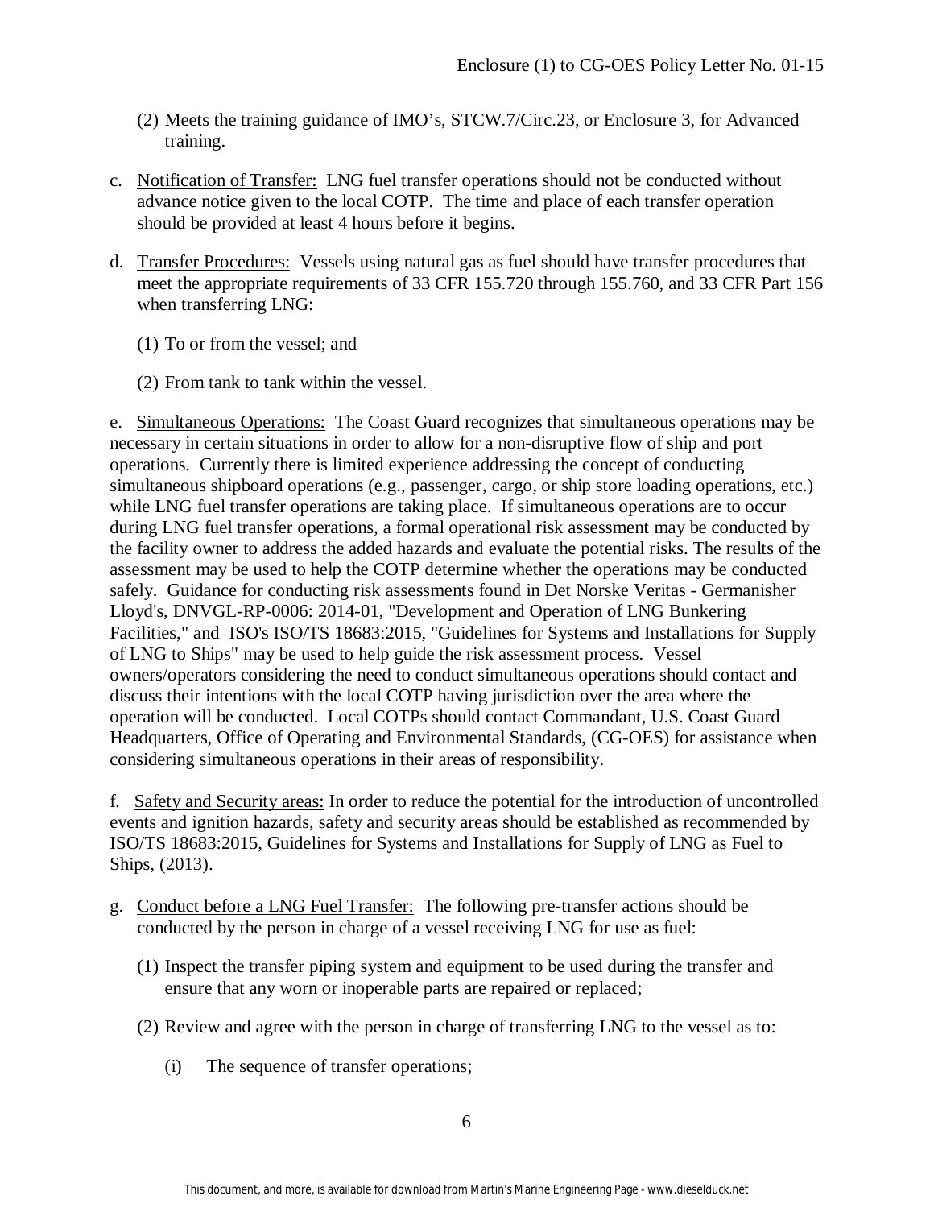(2) Meets the training guidance of IMO's, STCW.7/Circ.23, or Enclosure 3, for Advanced training.

c. Notification of Transfer: LNG fuel transfer operations should not be conducted without advance notice given to the local COTP. The time and place of each transfer operation should be provided at least 4 hours before it begins.

d. Transfer Procedures: Vessels using natural gas as fuel should have transfer procedures that meet the appropriate requirements of 33 CFR 155.720 through 155.760, and 33 CFR Part 156 when transferring LNG:

(1) To or from the vessel; and

(2) From tank to tank within the vessel.

e. Simultaneous Operations: The Coast Guard recognizes that simultaneous operations may be necessary in certain situations in order to allow for a non-disruptive flow of ship and port operations. Currently there is limited experience addressing the concept of conducting simultaneous shipboard operations (e.g., passenger, cargo, or ship store loading operations, etc.) while LNG fuel transfer operations are taking place. If simultaneous operations are to occur during LNG fuel transfer operations, a formal operational risk assessment may be conducted by the facility owner to address the added hazards and evaluate the potential risks. The results of the assessment may be used to help the COTP determine whether the operations may be conducted safely. Guidance for conducting risk assessments found in Det Norske Veritas - Germanisher Lloyd's, DNVGL-RP-0006: 2014-01, "Development and Operation of LNG Bunkering Facilities," and ISO's ISO/TS 18683:2015, "Guidelines for Systems and Installations for Supply of LNG to Ships" may be used to help guide the risk assessment process. Vessel owners/operators considering the need to conduct simultaneous operations should contact and discuss their intentions with the local COTP having jurisdiction over the area where the operation will be conducted. Local COTPs should contact Commandant, U.S. Coast Guard Headquarters, Office of Operating and Environmental Standards, (CG-OES) for assistance when considering simultaneous operations in their areas of responsibility.

f. Safety and Security areas: In order to reduce the potential for the introduction of uncontrolled events and ignition hazards, safety and security areas should be established as recommended by ISO/TS 18683:2015, Guidelines for Systems and Installations for Supply of LNG as Fuel to Ships, (2013).

g. Conduct before a LNG Fuel Transfer: The following pre-transfer actions should be conducted by the person in charge of a vessel receiving LNG for use as fuel:

(1) Inspect the transfer piping system and equipment to be used during the transfer and ensure that any worn or inoperable parts are repaired or replaced;

(2) Review and agree with the person in charge of transferring LNG to the vessel as to:

(i) The sequence of transfer operations;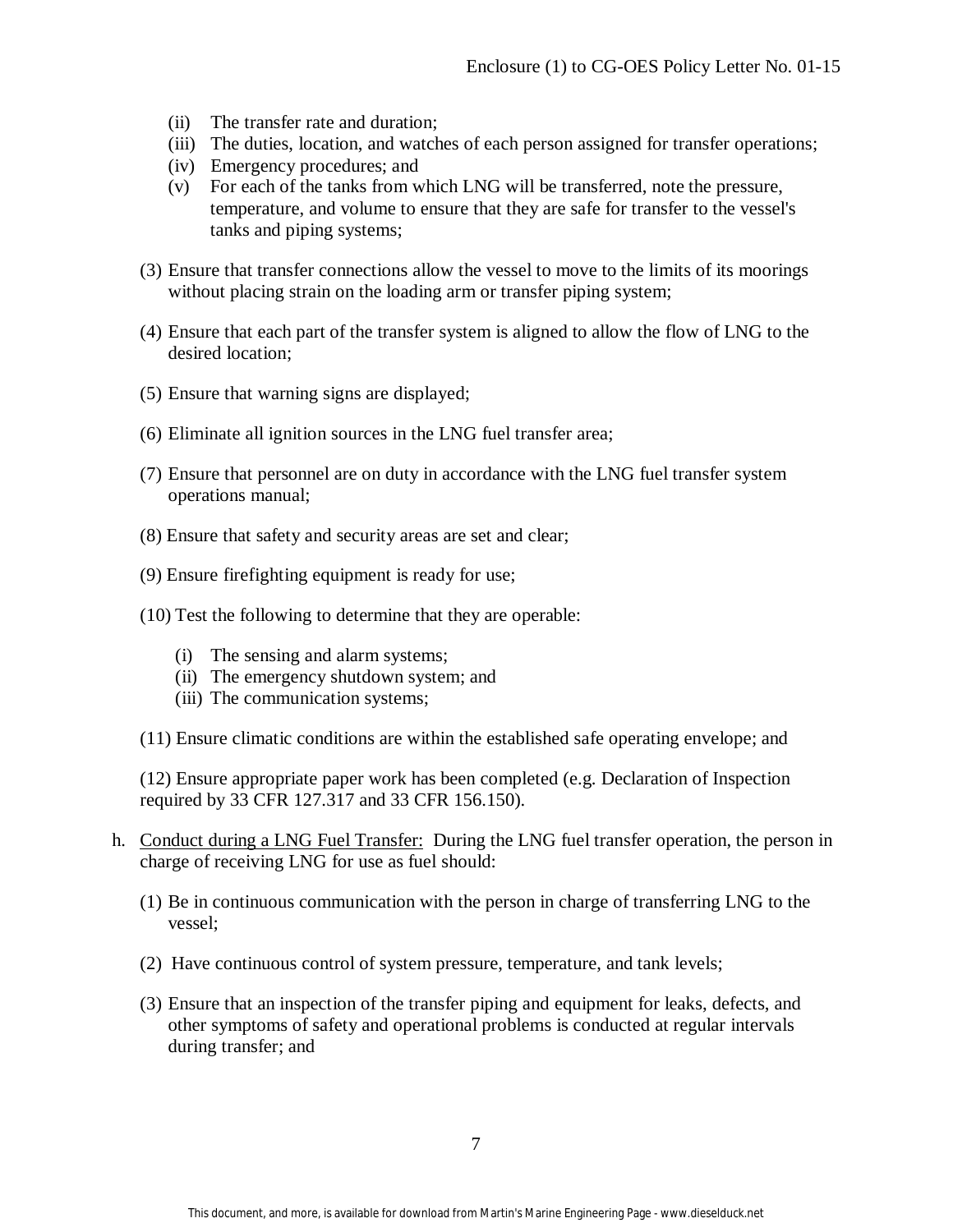(ii) The transfer rate and duration;
(iii) The duties, location, and watches of each person assigned for transfer operations;
(iv) Emergency procedures; and
(v) For each of the tanks from which LNG will be transferred, note the pressure, temperature, and volume to ensure that they are safe for transfer to the vessel's tanks and piping systems;

(3) Ensure that transfer connections allow the vessel to move to the limits of its moorings without placing strain on the loading arm or transfer piping system;

(4) Ensure that each part of the transfer system is aligned to allow the flow of LNG to the desired location;

(5) Ensure that warning signs are displayed;

(6) Eliminate all ignition sources in the LNG fuel transfer area;

(7) Ensure that personnel are on duty in accordance with the LNG fuel transfer system operations manual;

(8) Ensure that safety and security areas are set and clear;

(9) Ensure firefighting equipment is ready for use;

(10) Test the following to determine that they are operable:

(i) The sensing and alarm systems;
(ii) The emergency shutdown system; and
(iii) The communication systems;

(11) Ensure climatic conditions are within the established safe operating envelope; and

(12) Ensure appropriate paper work has been completed (e.g. Declaration of Inspection required by 33 CFR 127.317 and 33 CFR 156.150).

h. <u>Conduct during a LNG Fuel Transfer:</u> During the LNG fuel transfer operation, the person in charge of receiving LNG for use as fuel should:

(1) Be in continuous communication with the person in charge of transferring LNG to the vessel;

(2) Have continuous control of system pressure, temperature, and tank levels;

(3) Ensure that an inspection of the transfer piping and equipment for leaks, defects, and other symptoms of safety and operational problems is conducted at regular intervals during transfer; and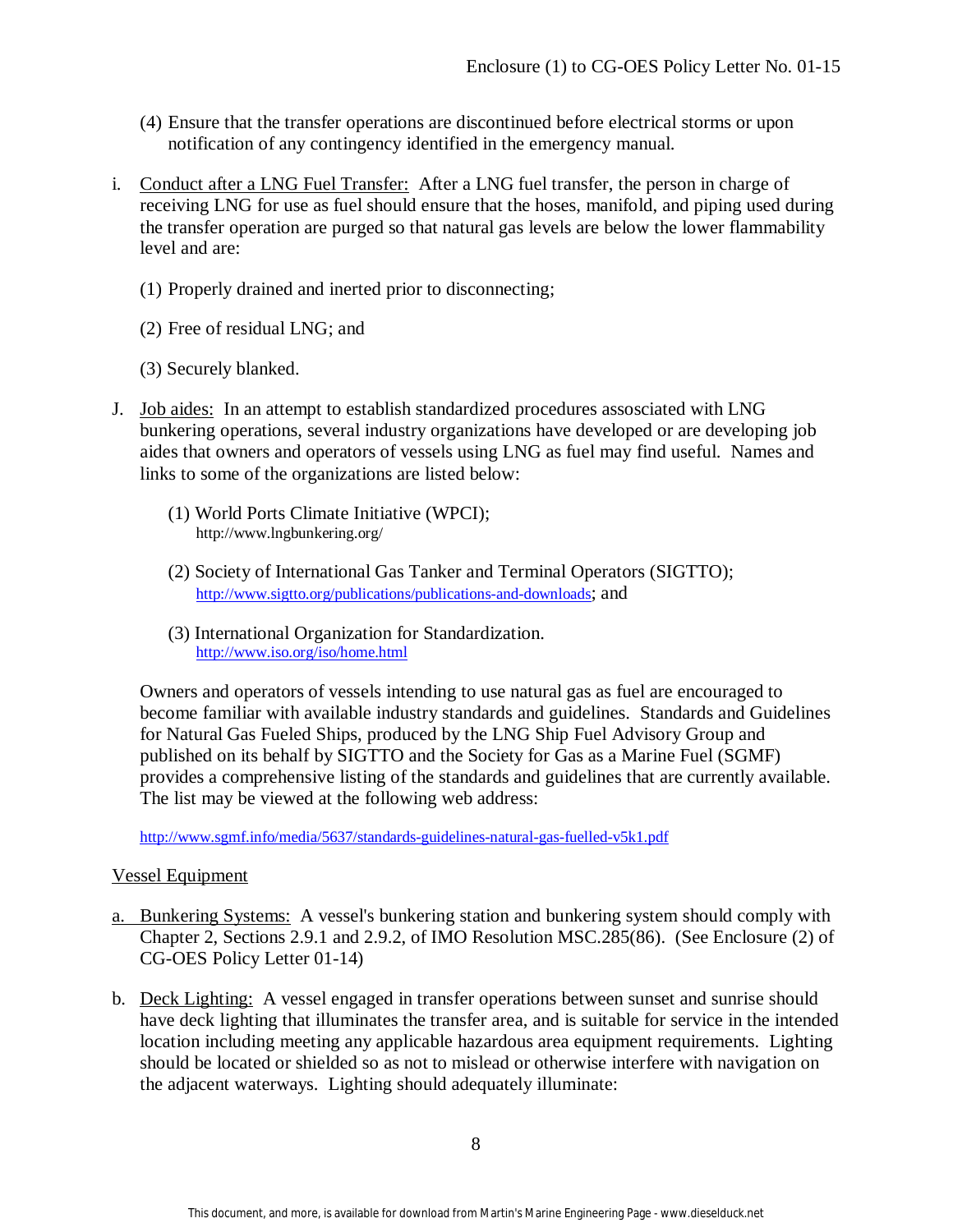(4) Ensure that the transfer operations are discontinued before electrical storms or upon notification of any contingency identified in the emergency manual.

i. Conduct after a LNG Fuel Transfer: After a LNG fuel transfer, the person in charge of receiving LNG for use as fuel should ensure that the hoses, manifold, and piping used during the transfer operation are purged so that natural gas levels are below the lower flammability level and are:

(1) Properly drained and inerted prior to disconnecting;

(2) Free of residual LNG; and

(3) Securely blanked.

J. Job aides: In an attempt to establish standardized procedures assosciated with LNG bunkering operations, several industry organizations have developed or are developing job aides that owners and operators of vessels using LNG as fuel may find useful. Names and links to some of the organizations are listed below:

(1) World Ports Climate Initiative (WPCI);
http://www.lngbunkering.org/

(2) Society of International Gas Tanker and Terminal Operators (SIGTTO);
http://www.sigtto.org/publications/publications-and-downloads; and

(3) International Organization for Standardization.
http://www.iso.org/iso/home.html

Owners and operators of vessels intending to use natural gas as fuel are encouraged to become familiar with available industry standards and guidelines. Standards and Guidelines for Natural Gas Fueled Ships, produced by the LNG Ship Fuel Advisory Group and published on its behalf by SIGTTO and the Society for Gas as a Marine Fuel (SGMF) provides a comprehensive listing of the standards and guidelines that are currently available. The list may be viewed at the following web address:

http://www.sgmf.info/media/5637/standards-guidelines-natural-gas-fuelled-v5k1.pdf

Vessel Equipment

a. Bunkering Systems: A vessel's bunkering station and bunkering system should comply with Chapter 2, Sections 2.9.1 and 2.9.2, of IMO Resolution MSC.285(86). (See Enclosure (2) of CG-OES Policy Letter 01-14)

b. Deck Lighting: A vessel engaged in transfer operations between sunset and sunrise should have deck lighting that illuminates the transfer area, and is suitable for service in the intended location including meeting any applicable hazardous area equipment requirements. Lighting should be located or shielded so as not to mislead or otherwise interfere with navigation on the adjacent waterways. Lighting should adequately illuminate: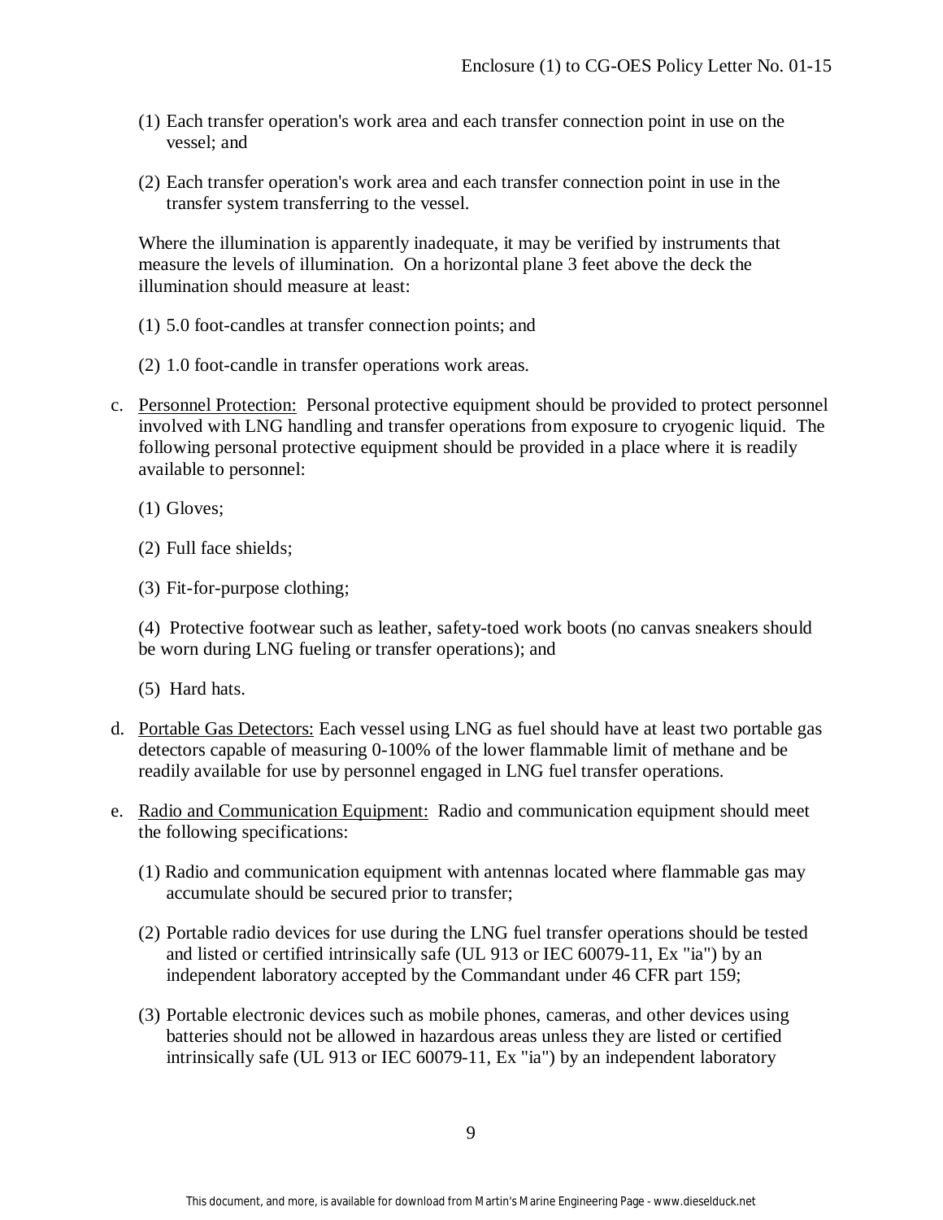(1) Each transfer operation's work area and each transfer connection point in use on the vessel; and

(2) Each transfer operation's work area and each transfer connection point in use in the transfer system transferring to the vessel.

Where the illumination is apparently inadequate, it may be verified by instruments that measure the levels of illumination. On a horizontal plane 3 feet above the deck the illumination should measure at least:

(1) 5.0 foot-candles at transfer connection points; and

(2) 1.0 foot-candle in transfer operations work areas.

c. Personnel Protection: Personal protective equipment should be provided to protect personnel involved with LNG handling and transfer operations from exposure to cryogenic liquid. The following personal protective equipment should be provided in a place where it is readily available to personnel:

   (1) Gloves;

   (2) Full face shields;

   (3) Fit-for-purpose clothing;

   (4) Protective footwear such as leather, safety-toed work boots (no canvas sneakers should be worn during LNG fueling or transfer operations); and

   (5) Hard hats.

d. Portable Gas Detectors: Each vessel using LNG as fuel should have at least two portable gas detectors capable of measuring 0-100% of the lower flammable limit of methane and be readily available for use by personnel engaged in LNG fuel transfer operations.

e. Radio and Communication Equipment: Radio and communication equipment should meet the following specifications:

   (1) Radio and communication equipment with antennas located where flammable gas may accumulate should be secured prior to transfer;

   (2) Portable radio devices for use during the LNG fuel transfer operations should be tested and listed or certified intrinsically safe (UL 913 or IEC 60079-11, Ex "ia") by an independent laboratory accepted by the Commandant under 46 CFR part 159;

   (3) Portable electronic devices such as mobile phones, cameras, and other devices using batteries should not be allowed in hazardous areas unless they are listed or certified intrinsically safe (UL 913 or IEC 60079-11, Ex "ia") by an independent laboratory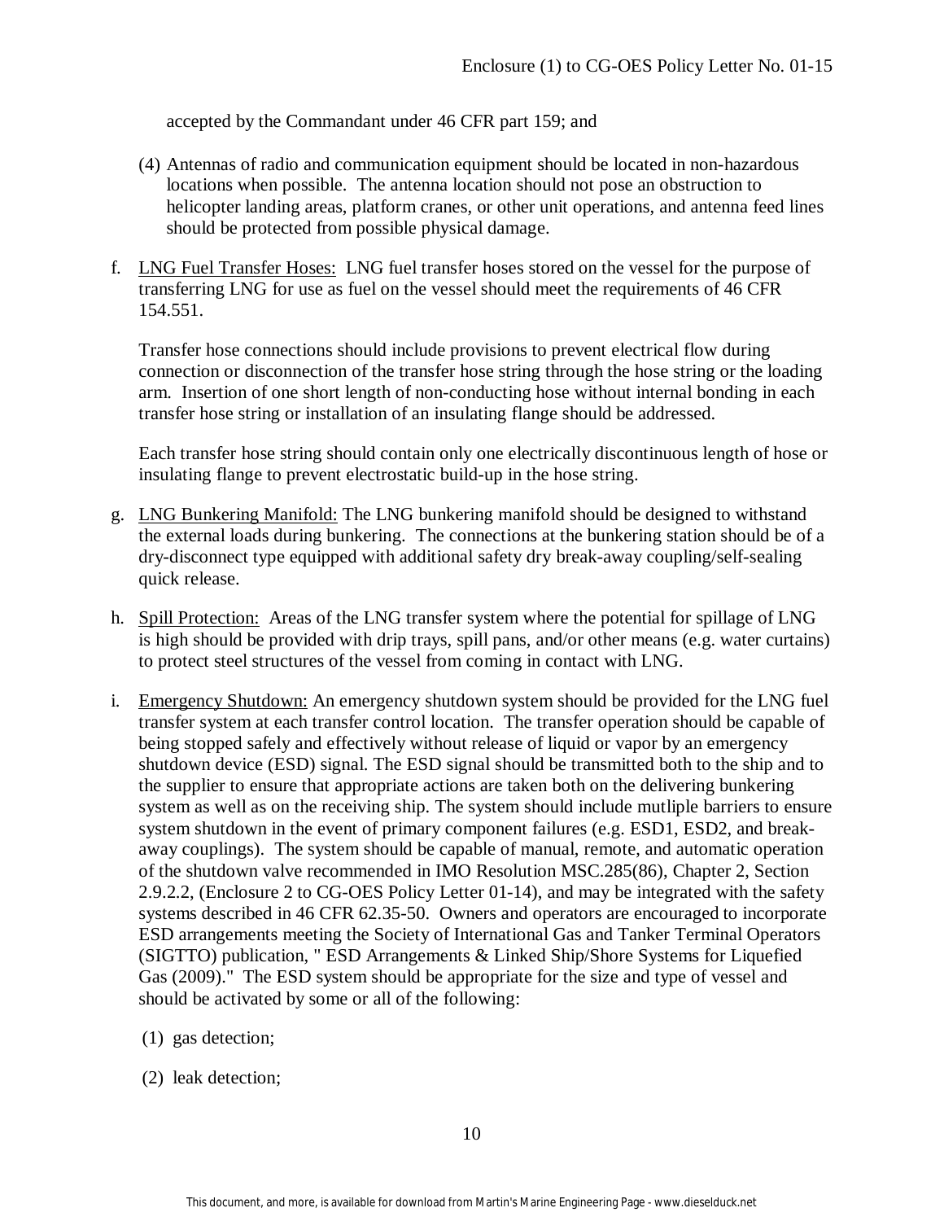accepted by the Commandant under 46 CFR part 159; and

(4) Antennas of radio and communication equipment should be located in non-hazardous locations when possible. The antenna location should not pose an obstruction to helicopter landing areas, platform cranes, or other unit operations, and antenna feed lines should be protected from possible physical damage.

f. <u>LNG Fuel Transfer Hoses:</u> LNG fuel transfer hoses stored on the vessel for the purpose of transferring LNG for use as fuel on the vessel should meet the requirements of 46 CFR 154.551.

   Transfer hose connections should include provisions to prevent electrical flow during connection or disconnection of the transfer hose string through the hose string or the loading arm. Insertion of one short length of non-conducting hose without internal bonding in each transfer hose string or installation of an insulating flange should be addressed.

   Each transfer hose string should contain only one electrically discontinuous length of hose or insulating flange to prevent electrostatic build-up in the hose string.

g. <u>LNG Bunkering Manifold:</u> The LNG bunkering manifold should be designed to withstand the external loads during bunkering. The connections at the bunkering station should be of a dry-disconnect type equipped with additional safety dry break-away coupling/self-sealing quick release.

h. <u>Spill Protection:</u> Areas of the LNG transfer system where the potential for spillage of LNG is high should be provided with drip trays, spill pans, and/or other means (e.g. water curtains) to protect steel structures of the vessel from coming in contact with LNG.

i. <u>Emergency Shutdown:</u> An emergency shutdown system should be provided for the LNG fuel transfer system at each transfer control location. The transfer operation should be capable of being stopped safely and effectively without release of liquid or vapor by an emergency shutdown device (ESD) signal. The ESD signal should be transmitted both to the ship and to the supplier to ensure that appropriate actions are taken both on the delivering bunkering system as well as on the receiving ship. The system should include mutliple barriers to ensure system shutdown in the event of primary component failures (e.g. ESD1, ESD2, and break-away couplings). The system should be capable of manual, remote, and automatic operation of the shutdown valve recommended in IMO Resolution MSC.285(86), Chapter 2, Section 2.9.2.2, (Enclosure 2 to CG-OES Policy Letter 01-14), and may be integrated with the safety systems described in 46 CFR 62.35-50. Owners and operators are encouraged to incorporate ESD arrangements meeting the Society of International Gas and Tanker Terminal Operators (SIGTTO) publication, " ESD Arrangements & Linked Ship/Shore Systems for Liquefied Gas (2009)." The ESD system should be appropriate for the size and type of vessel and should be activated by some or all of the following:

   (1) gas detection;

   (2) leak detection;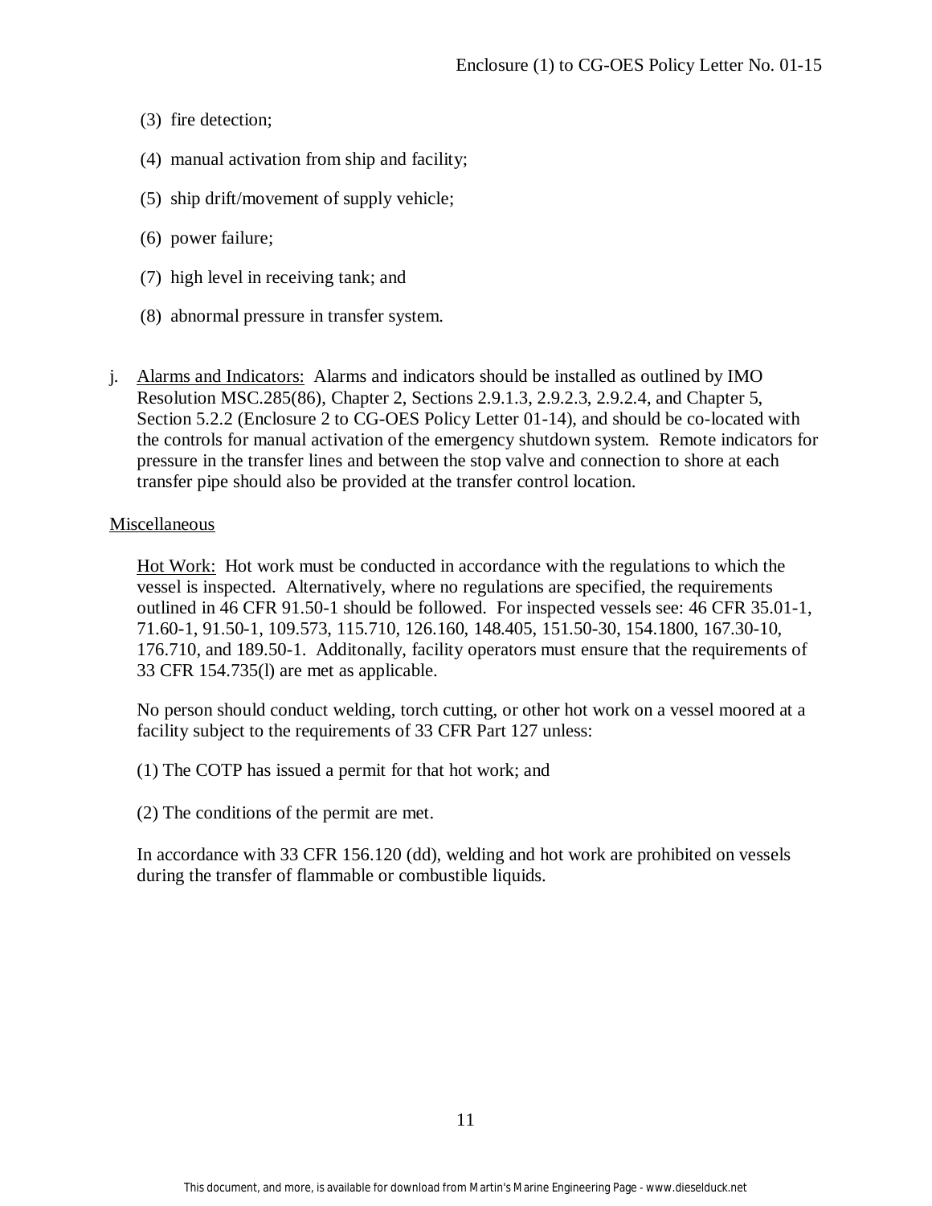(3) fire detection;

(4) manual activation from ship and facility;

(5) ship drift/movement of supply vehicle;

(6) power failure;

(7) high level in receiving tank; and

(8) abnormal pressure in transfer system.

j. <u>Alarms and Indicators:</u> Alarms and indicators should be installed as outlined by IMO Resolution MSC.285(86), Chapter 2, Sections 2.9.1.3, 2.9.2.3, 2.9.2.4, and Chapter 5, Section 5.2.2 (Enclosure 2 to CG-OES Policy Letter 01-14), and should be co-located with the controls for manual activation of the emergency shutdown system. Remote indicators for pressure in the transfer lines and between the stop valve and connection to shore at each transfer pipe should also be provided at the transfer control location.

<u>Miscellaneous</u>

<u>Hot Work:</u> Hot work must be conducted in accordance with the regulations to which the vessel is inspected. Alternatively, where no regulations are specified, the requirements outlined in 46 CFR 91.50-1 should be followed. For inspected vessels see: 46 CFR 35.01-1, 71.60-1, 91.50-1, 109.573, 115.710, 126.160, 148.405, 151.50-30, 154.1800, 167.30-10, 176.710, and 189.50-1. Additonally, facility operators must ensure that the requirements of 33 CFR 154.735(l) are met as applicable.

No person should conduct welding, torch cutting, or other hot work on a vessel moored at a facility subject to the requirements of 33 CFR Part 127 unless:

(1) The COTP has issued a permit for that hot work; and

(2) The conditions of the permit are met.

In accordance with 33 CFR 156.120 (dd), welding and hot work are prohibited on vessels during the transfer of flammable or combustible liquids.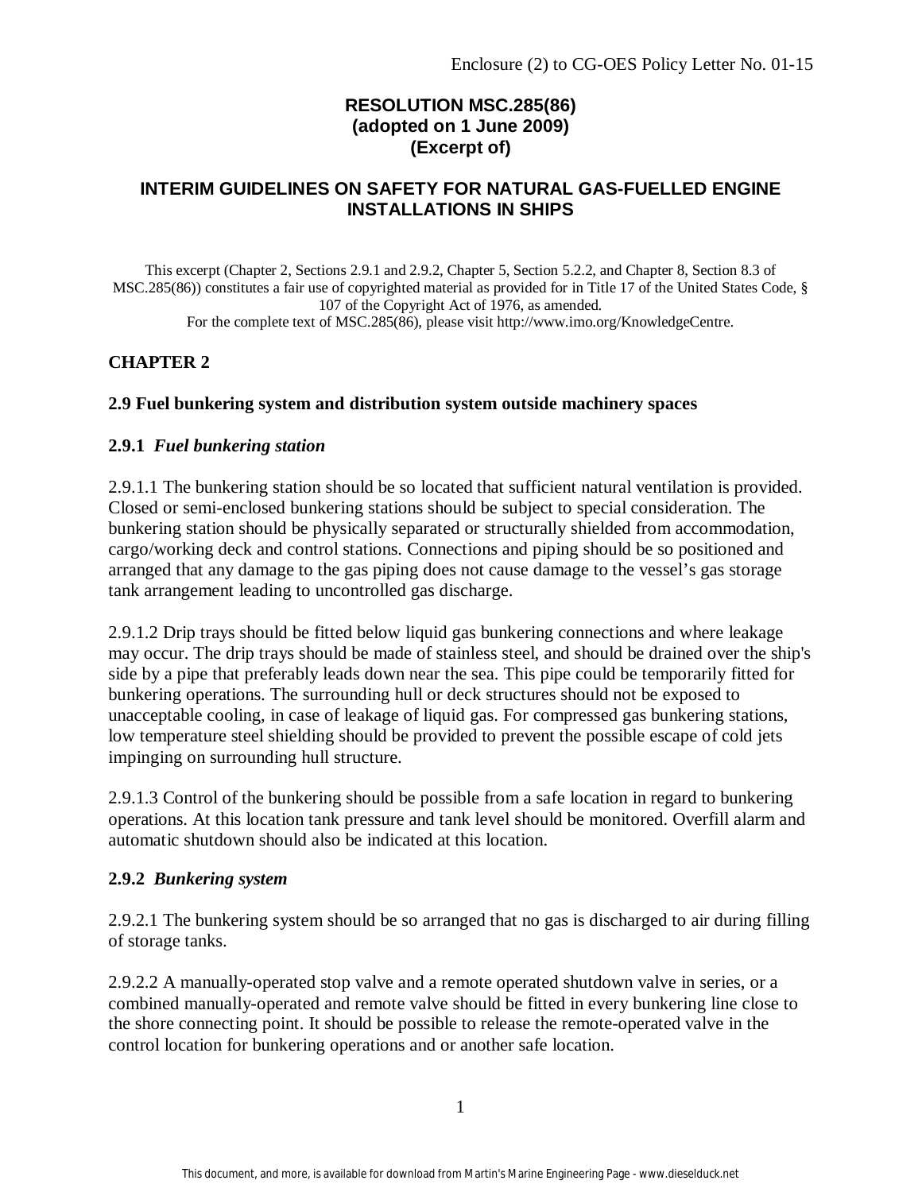Enclosure (2) to CG-OES Policy Letter No. 01-15

# RESOLUTION MSC.285(86)
# (adopted on 1 June 2009)
# (Excerpt of)

## INTERIM GUIDELINES ON SAFETY FOR NATURAL GAS-FUELLED ENGINE INSTALLATIONS IN SHIPS

This excerpt (Chapter 2, Sections 2.9.1 and 2.9.2, Chapter 5, Section 5.2.2, and Chapter 8, Section 8.3 of MSC.285(86)) constitutes a fair use of copyrighted material as provided for in Title 17 of the United States Code, § 107 of the Copyright Act of 1976, as amended.
For the complete text of MSC.285(86), please visit http://www.imo.org/KnowledgeCentre.

## CHAPTER 2

### 2.9 Fuel bunkering system and distribution system outside machinery spaces

#### 2.9.1 *Fuel bunkering station*

2.9.1.1 The bunkering station should be so located that sufficient natural ventilation is provided. Closed or semi-enclosed bunkering stations should be subject to special consideration. The bunkering station should be physically separated or structurally shielded from accommodation, cargo/working deck and control stations. Connections and piping should be so positioned and arranged that any damage to the gas piping does not cause damage to the vessel's gas storage tank arrangement leading to uncontrolled gas discharge.

2.9.1.2 Drip trays should be fitted below liquid gas bunkering connections and where leakage may occur. The drip trays should be made of stainless steel, and should be drained over the ship's side by a pipe that preferably leads down near the sea. This pipe could be temporarily fitted for bunkering operations. The surrounding hull or deck structures should not be exposed to unacceptable cooling, in case of leakage of liquid gas. For compressed gas bunkering stations, low temperature steel shielding should be provided to prevent the possible escape of cold jets impinging on surrounding hull structure.

2.9.1.3 Control of the bunkering should be possible from a safe location in regard to bunkering operations. At this location tank pressure and tank level should be monitored. Overfill alarm and automatic shutdown should also be indicated at this location.

#### 2.9.2 *Bunkering system*

2.9.2.1 The bunkering system should be so arranged that no gas is discharged to air during filling of storage tanks.

2.9.2.2 A manually-operated stop valve and a remote operated shutdown valve in series, or a combined manually-operated and remote valve should be fitted in every bunkering line close to the shore connecting point. It should be possible to release the remote-operated valve in the control location for bunkering operations and or another safe location.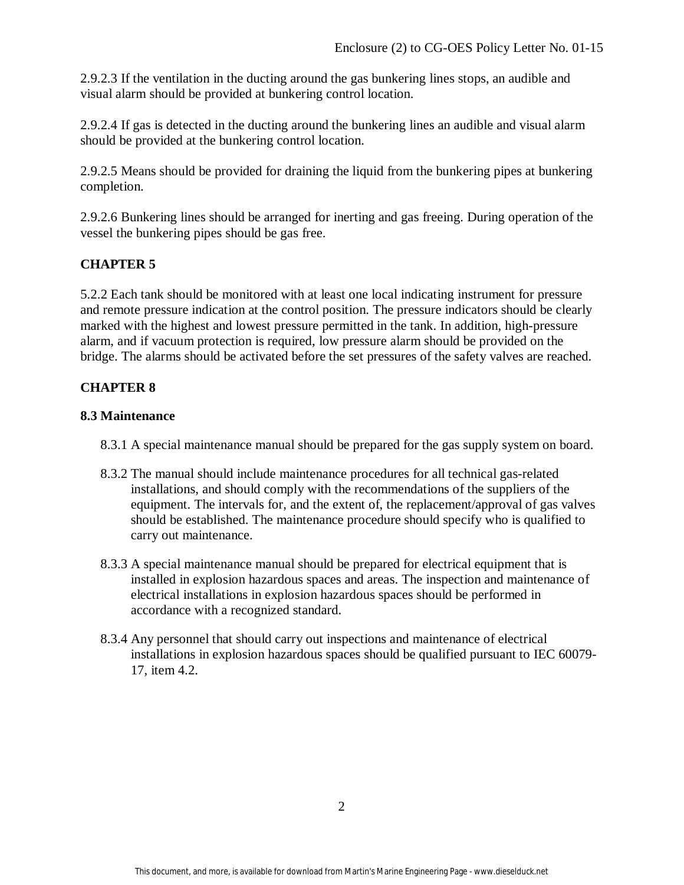2.9.2.3 If the ventilation in the ducting around the gas bunkering lines stops, an audible and visual alarm should be provided at bunkering control location.

2.9.2.4 If gas is detected in the ducting around the bunkering lines an audible and visual alarm should be provided at the bunkering control location.

2.9.2.5 Means should be provided for draining the liquid from the bunkering pipes at bunkering completion.

2.9.2.6 Bunkering lines should be arranged for inerting and gas freeing. During operation of the vessel the bunkering pipes should be gas free.

**CHAPTER 5**

5.2.2 Each tank should be monitored with at least one local indicating instrument for pressure and remote pressure indication at the control position. The pressure indicators should be clearly marked with the highest and lowest pressure permitted in the tank. In addition, high-pressure alarm, and if vacuum protection is required, low pressure alarm should be provided on the bridge. The alarms should be activated before the set pressures of the safety valves are reached.

**CHAPTER 8**

**8.3 Maintenance**

8.3.1 A special maintenance manual should be prepared for the gas supply system on board.

8.3.2 The manual should include maintenance procedures for all technical gas-related installations, and should comply with the recommendations of the suppliers of the equipment. The intervals for, and the extent of, the replacement/approval of gas valves should be established. The maintenance procedure should specify who is qualified to carry out maintenance.

8.3.3 A special maintenance manual should be prepared for electrical equipment that is installed in explosion hazardous spaces and areas. The inspection and maintenance of electrical installations in explosion hazardous spaces should be performed in accordance with a recognized standard.

8.3.4 Any personnel that should carry out inspections and maintenance of electrical installations in explosion hazardous spaces should be qualified pursuant to IEC 60079-17, item 4.2.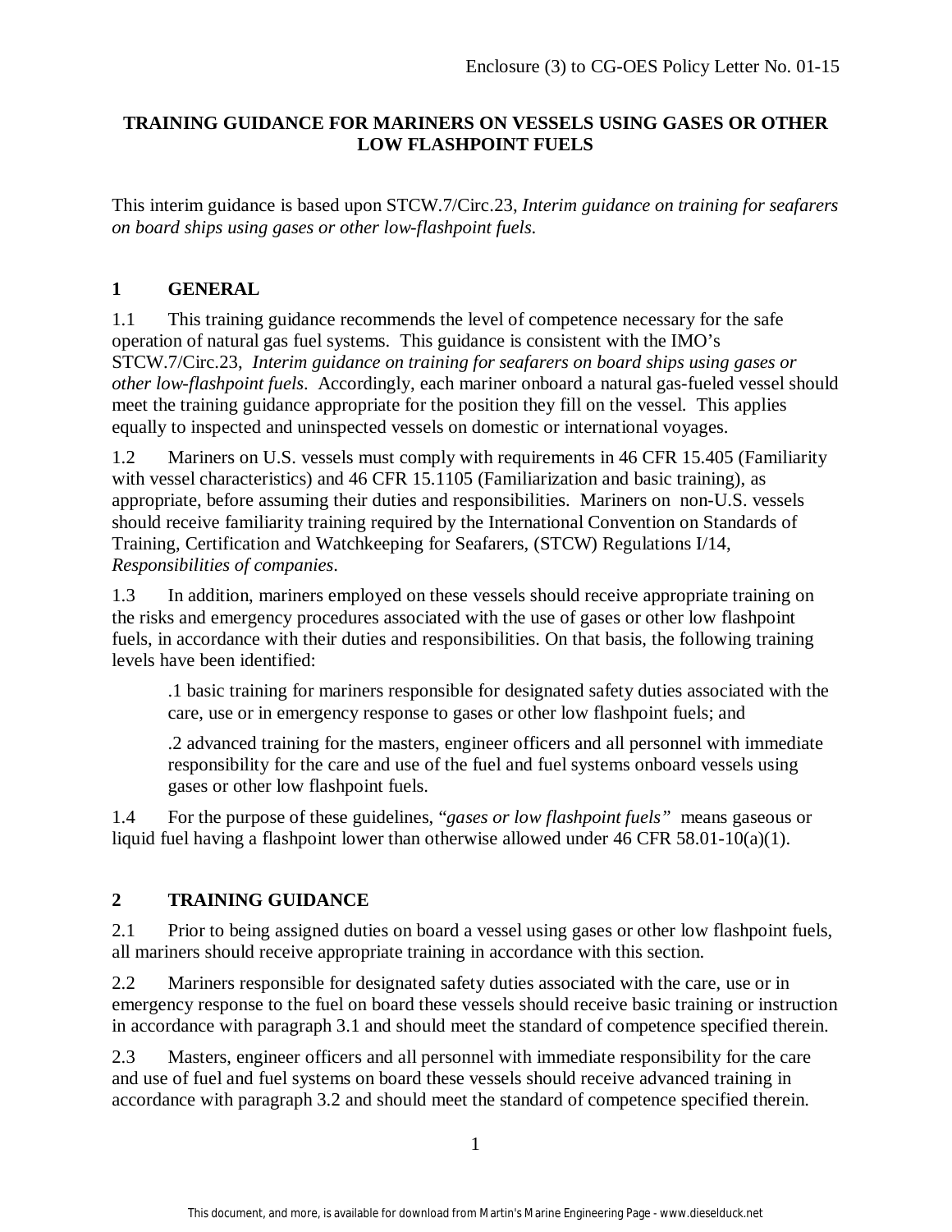Enclosure (3) to CG-OES Policy Letter No. 01-15

## TRAINING GUIDANCE FOR MARINERS ON VESSELS USING GASES OR OTHER LOW FLASHPOINT FUELS

This interim guidance is based upon STCW.7/Circ.23, *Interim guidance on training for seafarers on board ships using gases or other low-flashpoint fuels*.

### 1 GENERAL

1.1 This training guidance recommends the level of competence necessary for the safe operation of natural gas fuel systems. This guidance is consistent with the IMO's STCW.7/Circ.23, *Interim guidance on training for seafarers on board ships using gases or other low-flashpoint fuels*. Accordingly, each mariner onboard a natural gas-fueled vessel should meet the training guidance appropriate for the position they fill on the vessel. This applies equally to inspected and uninspected vessels on domestic or international voyages.

1.2 Mariners on U.S. vessels must comply with requirements in 46 CFR 15.405 (Familiarity with vessel characteristics) and 46 CFR 15.1105 (Familiarization and basic training), as appropriate, before assuming their duties and responsibilities. Mariners on non-U.S. vessels should receive familiarity training required by the International Convention on Standards of Training, Certification and Watchkeeping for Seafarers, (STCW) Regulations I/14, *Responsibilities of companies*.

1.3 In addition, mariners employed on these vessels should receive appropriate training on the risks and emergency procedures associated with the use of gases or other low flashpoint fuels, in accordance with their duties and responsibilities. On that basis, the following training levels have been identified:

> .1 basic training for mariners responsible for designated safety duties associated with the care, use or in emergency response to gases or other low flashpoint fuels; and
>
> .2 advanced training for the masters, engineer officers and all personnel with immediate responsibility for the care and use of the fuel and fuel systems onboard vessels using gases or other low flashpoint fuels.

1.4 For the purpose of these guidelines, "*gases or low flashpoint fuels*" means gaseous or liquid fuel having a flashpoint lower than otherwise allowed under 46 CFR 58.01-10(a)(1).

### 2 TRAINING GUIDANCE

2.1 Prior to being assigned duties on board a vessel using gases or other low flashpoint fuels, all mariners should receive appropriate training in accordance with this section.

2.2 Mariners responsible for designated safety duties associated with the care, use or in emergency response to the fuel on board these vessels should receive basic training or instruction in accordance with paragraph 3.1 and should meet the standard of competence specified therein.

2.3 Masters, engineer officers and all personnel with immediate responsibility for the care and use of fuel and fuel systems on board these vessels should receive advanced training in accordance with paragraph 3.2 and should meet the standard of competence specified therein.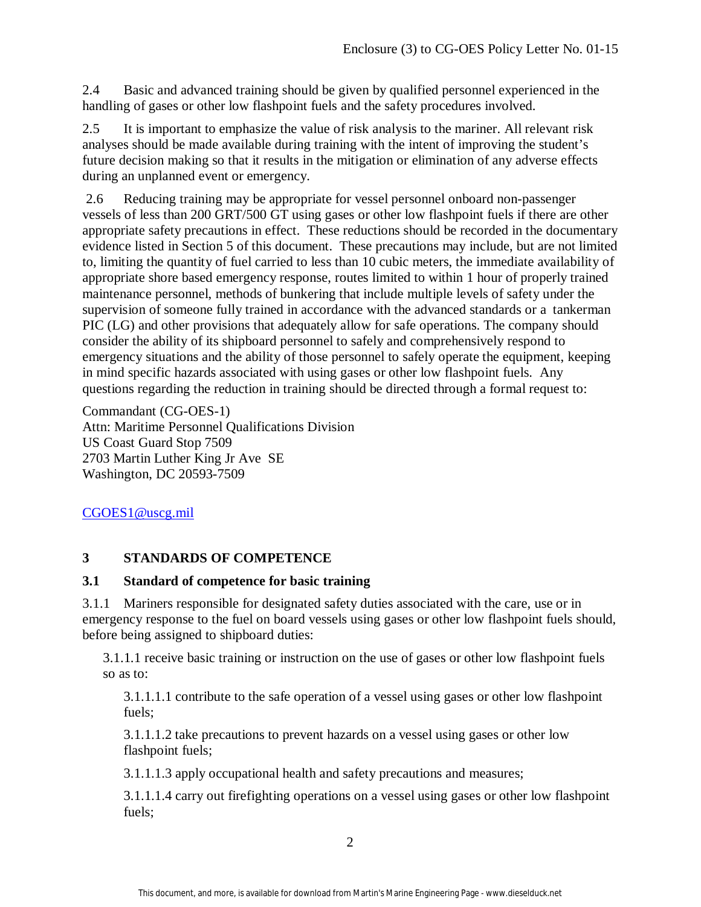2.4 Basic and advanced training should be given by qualified personnel experienced in the handling of gases or other low flashpoint fuels and the safety procedures involved.

2.5 It is important to emphasize the value of risk analysis to the mariner. All relevant risk analyses should be made available during training with the intent of improving the student's future decision making so that it results in the mitigation or elimination of any adverse effects during an unplanned event or emergency.

2.6 Reducing training may be appropriate for vessel personnel onboard non-passenger vessels of less than 200 GRT/500 GT using gases or other low flashpoint fuels if there are other appropriate safety precautions in effect. These reductions should be recorded in the documentary evidence listed in Section 5 of this document. These precautions may include, but are not limited to, limiting the quantity of fuel carried to less than 10 cubic meters, the immediate availability of appropriate shore based emergency response, routes limited to within 1 hour of properly trained maintenance personnel, methods of bunkering that include multiple levels of safety under the supervision of someone fully trained in accordance with the advanced standards or a tankerman PIC (LG) and other provisions that adequately allow for safe operations. The company should consider the ability of its shipboard personnel to safely and comprehensively respond to emergency situations and the ability of those personnel to safely operate the equipment, keeping in mind specific hazards associated with using gases or other low flashpoint fuels. Any questions regarding the reduction in training should be directed through a formal request to:

Commandant (CG-OES-1)
Attn: Maritime Personnel Qualifications Division
US Coast Guard Stop 7509
2703 Martin Luther King Jr Ave SE
Washington, DC 20593-7509

CGOES1@uscg.mil

## 3 STANDARDS OF COMPETENCE

### 3.1 Standard of competence for basic training

3.1.1 Mariners responsible for designated safety duties associated with the care, use or in emergency response to the fuel on board vessels using gases or other low flashpoint fuels should, before being assigned to shipboard duties:

3.1.1.1 receive basic training or instruction on the use of gases or other low flashpoint fuels so as to:

3.1.1.1.1 contribute to the safe operation of a vessel using gases or other low flashpoint fuels;

3.1.1.1.2 take precautions to prevent hazards on a vessel using gases or other low flashpoint fuels;

3.1.1.1.3 apply occupational health and safety precautions and measures;

3.1.1.1.4 carry out firefighting operations on a vessel using gases or other low flashpoint fuels;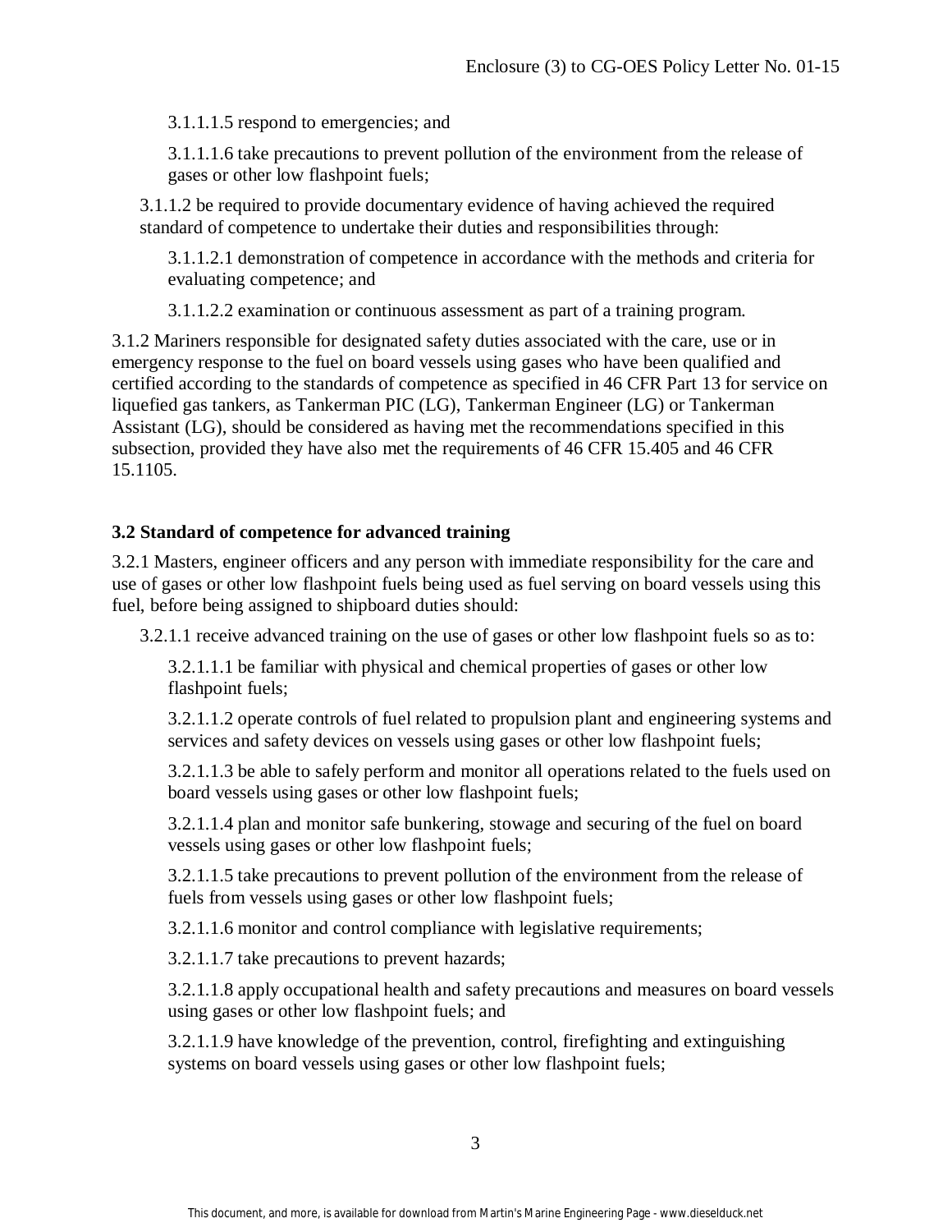3.1.1.1.5 respond to emergencies; and

3.1.1.1.6 take precautions to prevent pollution of the environment from the release of gases or other low flashpoint fuels;

3.1.1.2 be required to provide documentary evidence of having achieved the required standard of competence to undertake their duties and responsibilities through:

3.1.1.2.1 demonstration of competence in accordance with the methods and criteria for evaluating competence; and

3.1.1.2.2 examination or continuous assessment as part of a training program.

3.1.2 Mariners responsible for designated safety duties associated with the care, use or in emergency response to the fuel on board vessels using gases who have been qualified and certified according to the standards of competence as specified in 46 CFR Part 13 for service on liquefied gas tankers, as Tankerman PIC (LG), Tankerman Engineer (LG) or Tankerman Assistant (LG), should be considered as having met the recommendations specified in this subsection, provided they have also met the requirements of 46 CFR 15.405 and 46 CFR 15.1105.

**3.2 Standard of competence for advanced training**

3.2.1 Masters, engineer officers and any person with immediate responsibility for the care and use of gases or other low flashpoint fuels being used as fuel serving on board vessels using this fuel, before being assigned to shipboard duties should:

3.2.1.1 receive advanced training on the use of gases or other low flashpoint fuels so as to:

3.2.1.1.1 be familiar with physical and chemical properties of gases or other low flashpoint fuels;

3.2.1.1.2 operate controls of fuel related to propulsion plant and engineering systems and services and safety devices on vessels using gases or other low flashpoint fuels;

3.2.1.1.3 be able to safely perform and monitor all operations related to the fuels used on board vessels using gases or other low flashpoint fuels;

3.2.1.1.4 plan and monitor safe bunkering, stowage and securing of the fuel on board vessels using gases or other low flashpoint fuels;

3.2.1.1.5 take precautions to prevent pollution of the environment from the release of fuels from vessels using gases or other low flashpoint fuels;

3.2.1.1.6 monitor and control compliance with legislative requirements;

3.2.1.1.7 take precautions to prevent hazards;

3.2.1.1.8 apply occupational health and safety precautions and measures on board vessels using gases or other low flashpoint fuels; and

3.2.1.1.9 have knowledge of the prevention, control, firefighting and extinguishing systems on board vessels using gases or other low flashpoint fuels;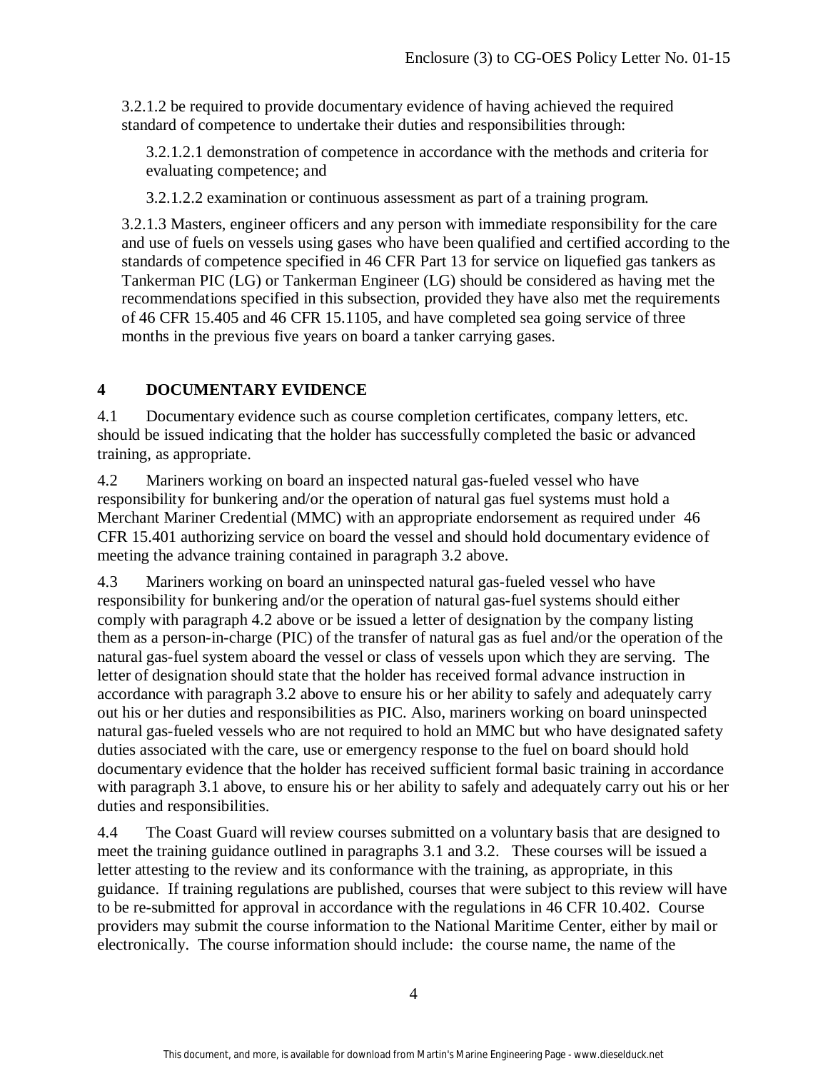3.2.1.2 be required to provide documentary evidence of having achieved the required standard of competence to undertake their duties and responsibilities through:

3.2.1.2.1 demonstration of competence in accordance with the methods and criteria for evaluating competence; and

3.2.1.2.2 examination or continuous assessment as part of a training program.

3.2.1.3 Masters, engineer officers and any person with immediate responsibility for the care and use of fuels on vessels using gases who have been qualified and certified according to the standards of competence specified in 46 CFR Part 13 for service on liquefied gas tankers as Tankerman PIC (LG) or Tankerman Engineer (LG) should be considered as having met the recommendations specified in this subsection, provided they have also met the requirements of 46 CFR 15.405 and 46 CFR 15.1105, and have completed sea going service of three months in the previous five years on board a tanker carrying gases.

## 4 DOCUMENTARY EVIDENCE

4.1 Documentary evidence such as course completion certificates, company letters, etc. should be issued indicating that the holder has successfully completed the basic or advanced training, as appropriate.

4.2 Mariners working on board an inspected natural gas-fueled vessel who have responsibility for bunkering and/or the operation of natural gas fuel systems must hold a Merchant Mariner Credential (MMC) with an appropriate endorsement as required under 46 CFR 15.401 authorizing service on board the vessel and should hold documentary evidence of meeting the advance training contained in paragraph 3.2 above.

4.3 Mariners working on board an uninspected natural gas-fueled vessel who have responsibility for bunkering and/or the operation of natural gas-fuel systems should either comply with paragraph 4.2 above or be issued a letter of designation by the company listing them as a person-in-charge (PIC) of the transfer of natural gas as fuel and/or the operation of the natural gas-fuel system aboard the vessel or class of vessels upon which they are serving. The letter of designation should state that the holder has received formal advance instruction in accordance with paragraph 3.2 above to ensure his or her ability to safely and adequately carry out his or her duties and responsibilities as PIC. Also, mariners working on board uninspected natural gas-fueled vessels who are not required to hold an MMC but who have designated safety duties associated with the care, use or emergency response to the fuel on board should hold documentary evidence that the holder has received sufficient formal basic training in accordance with paragraph 3.1 above, to ensure his or her ability to safely and adequately carry out his or her duties and responsibilities.

4.4 The Coast Guard will review courses submitted on a voluntary basis that are designed to meet the training guidance outlined in paragraphs 3.1 and 3.2. These courses will be issued a letter attesting to the review and its conformance with the training, as appropriate, in this guidance. If training regulations are published, courses that were subject to this review will have to be re-submitted for approval in accordance with the regulations in 46 CFR 10.402. Course providers may submit the course information to the National Maritime Center, either by mail or electronically. The course information should include: the course name, the name of the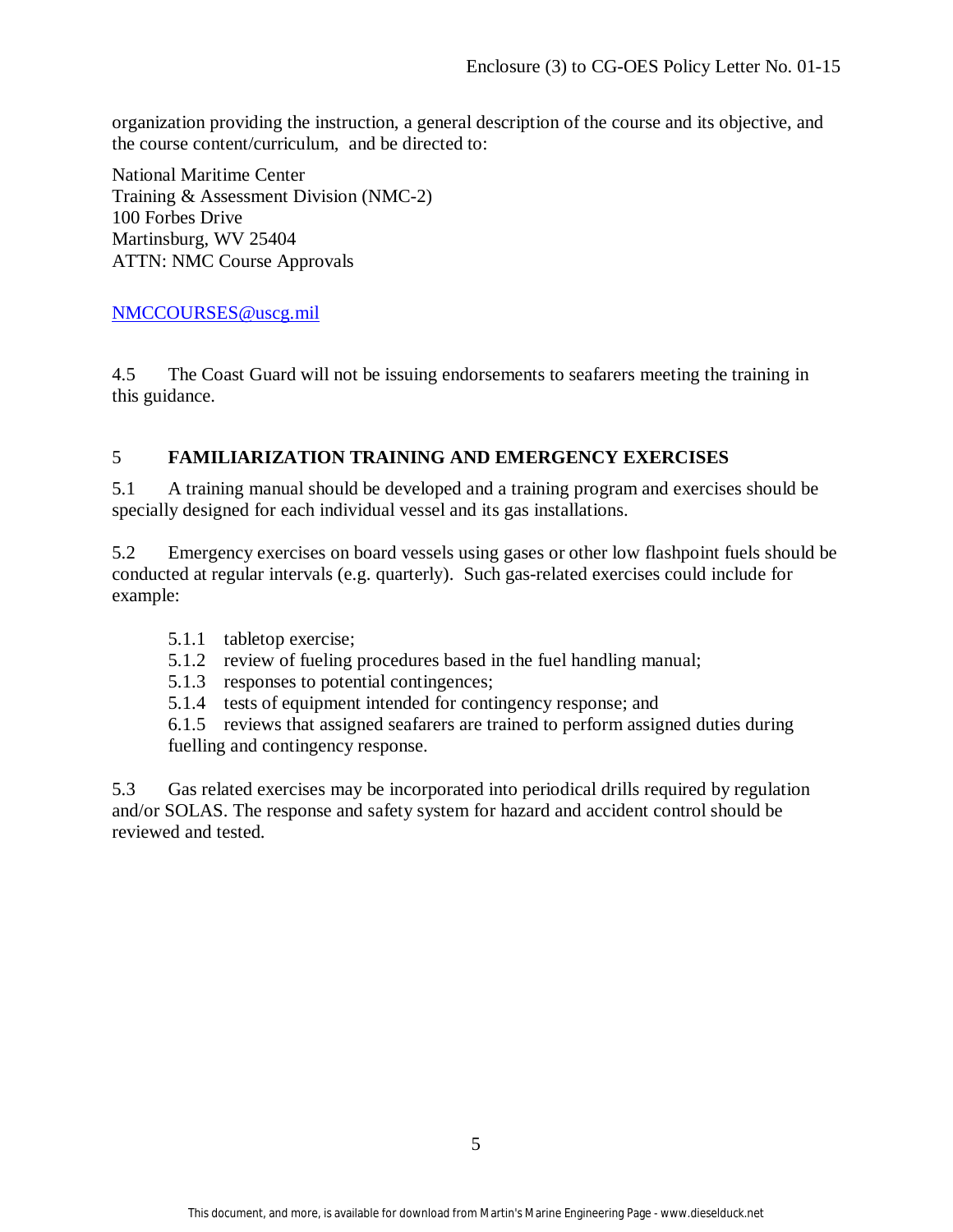organization providing the instruction, a general description of the course and its objective, and the course content/curriculum, and be directed to:

National Maritime Center
Training & Assessment Division (NMC-2)
100 Forbes Drive
Martinsburg, WV 25404
ATTN: NMC Course Approvals

NMCCOURSES@uscg.mil

4.5 The Coast Guard will not be issuing endorsements to seafarers meeting the training in this guidance.

## 5 FAMILIARIZATION TRAINING AND EMERGENCY EXERCISES

5.1 A training manual should be developed and a training program and exercises should be specially designed for each individual vessel and its gas installations.

5.2 Emergency exercises on board vessels using gases or other low flashpoint fuels should be conducted at regular intervals (e.g. quarterly). Such gas-related exercises could include for example:

- 5.1.1 tabletop exercise;
- 5.1.2 review of fueling procedures based in the fuel handling manual;
- 5.1.3 responses to potential contingences;
- 5.1.4 tests of equipment intended for contingency response; and
- 6.1.5 reviews that assigned seafarers are trained to perform assigned duties during fuelling and contingency response.

5.3 Gas related exercises may be incorporated into periodical drills required by regulation and/or SOLAS. The response and safety system for hazard and accident control should be reviewed and tested.